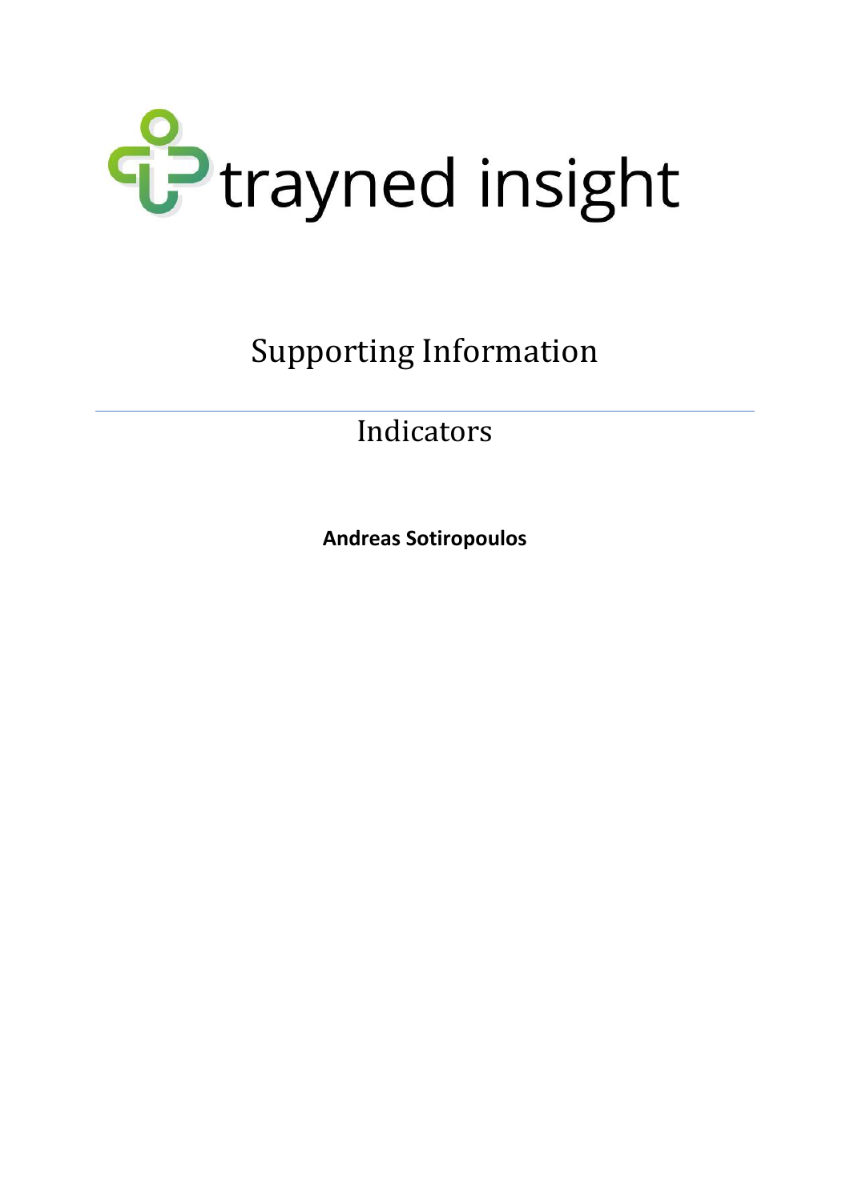trayned insight

# Supporting Information

## Indicators

**Andreas Sotiropoulos**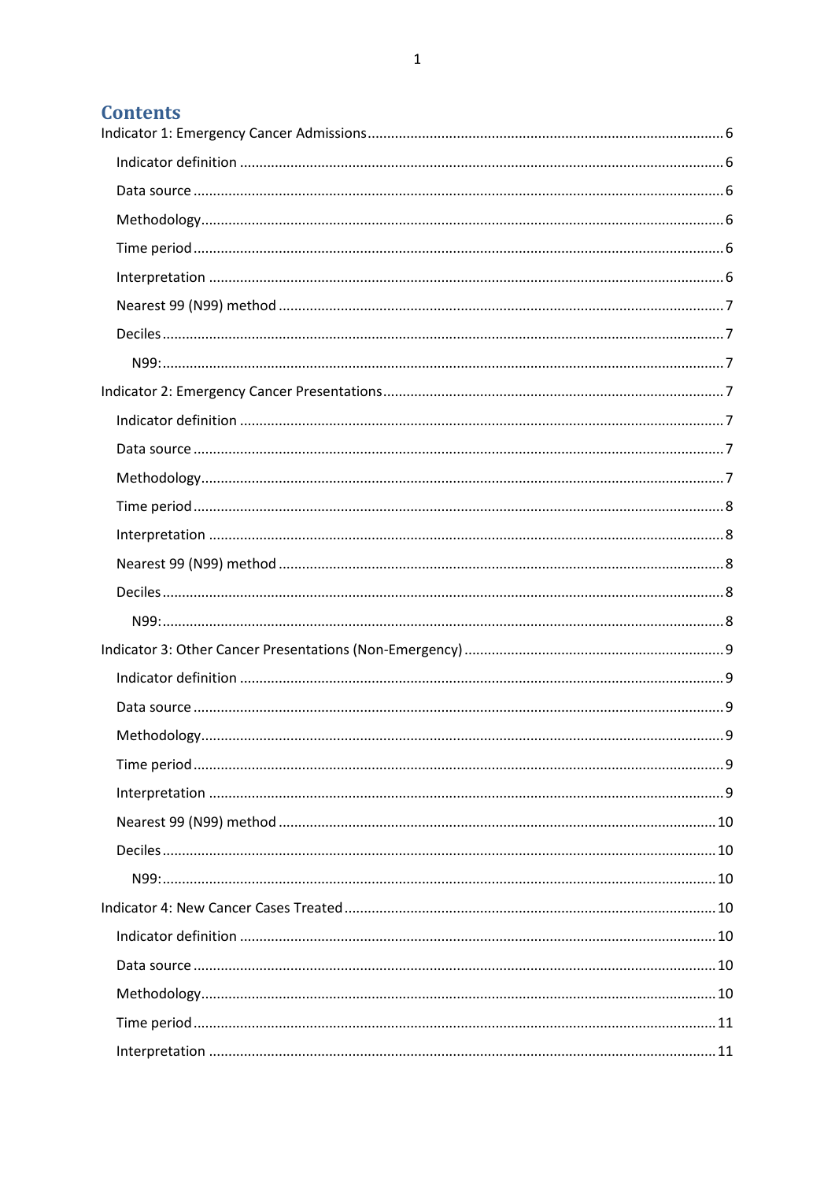# Contents

- Indicator 1: Emergency Cancer Admissions .......... 6
  - Indicator definition .......... 6
  - Data source .......... 6
  - Methodology .......... 6
  - Time period .......... 6
  - Interpretation .......... 6
  - Nearest 99 (N99) method .......... 7
  - Deciles .......... 7
    - N99: .......... 7
- Indicator 2: Emergency Cancer Presentations .......... 7
  - Indicator definition .......... 7
  - Data source .......... 7
  - Methodology .......... 7
  - Time period .......... 8
  - Interpretation .......... 8
  - Nearest 99 (N99) method .......... 8
  - Deciles .......... 8
    - N99: .......... 8
- Indicator 3: Other Cancer Presentations (Non-Emergency) .......... 9
  - Indicator definition .......... 9
  - Data source .......... 9
  - Methodology .......... 9
  - Time period .......... 9
  - Interpretation .......... 9
  - Nearest 99 (N99) method .......... 10
  - Deciles .......... 10
    - N99: .......... 10
- Indicator 4: New Cancer Cases Treated .......... 10
  - Indicator definition .......... 10
  - Data source .......... 10
  - Methodology .......... 10
  - Time period .......... 11
  - Interpretation .......... 11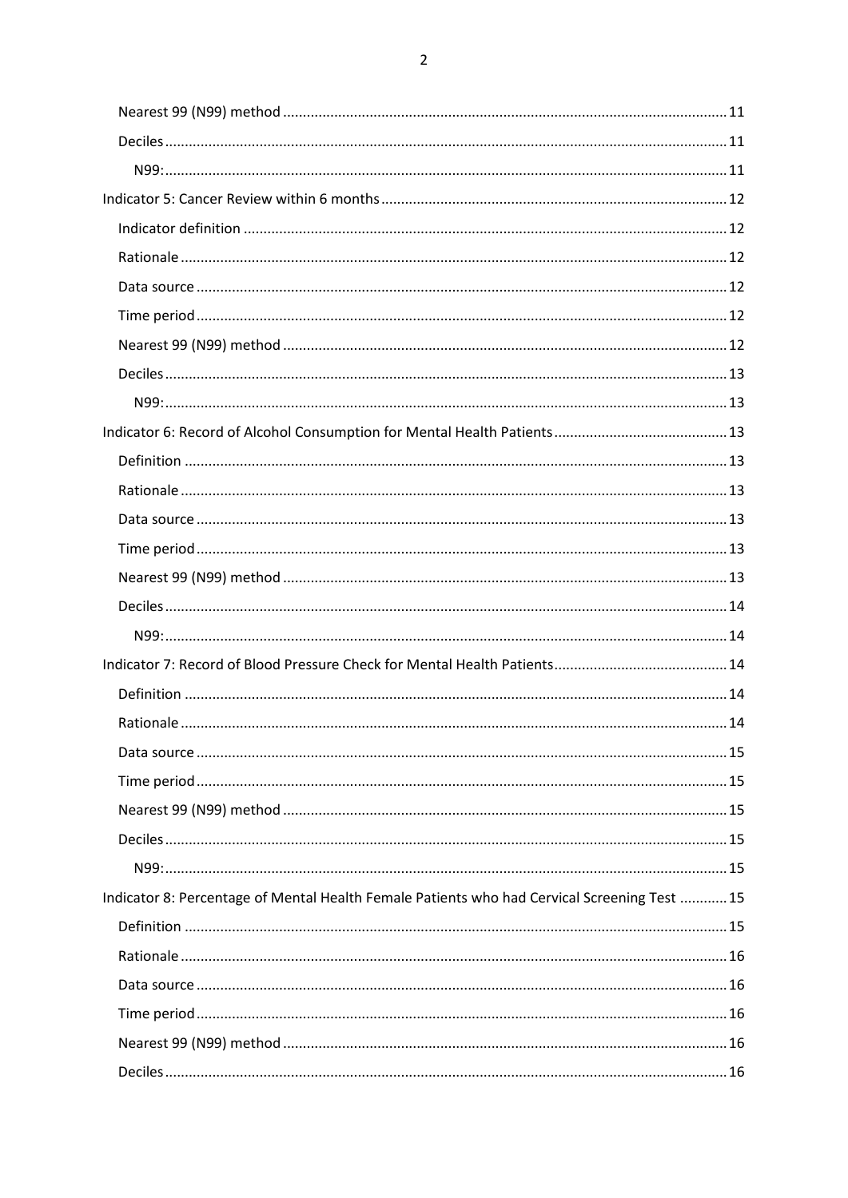- Nearest 99 (N99) method ........ 11
- Deciles ........ 11
  - N99: ........ 11
- Indicator 5: Cancer Review within 6 months ........ 12
  - Indicator definition ........ 12
  - Rationale ........ 12
  - Data source ........ 12
  - Time period ........ 12
  - Nearest 99 (N99) method ........ 12
  - Deciles ........ 13
    - N99: ........ 13
- Indicator 6: Record of Alcohol Consumption for Mental Health Patients ........ 13
  - Definition ........ 13
  - Rationale ........ 13
  - Data source ........ 13
  - Time period ........ 13
  - Nearest 99 (N99) method ........ 13
  - Deciles ........ 14
    - N99: ........ 14
- Indicator 7: Record of Blood Pressure Check for Mental Health Patients ........ 14
  - Definition ........ 14
  - Rationale ........ 14
  - Data source ........ 15
  - Time period ........ 15
  - Nearest 99 (N99) method ........ 15
  - Deciles ........ 15
    - N99: ........ 15
- Indicator 8: Percentage of Mental Health Female Patients who had Cervical Screening Test ........ 15
  - Definition ........ 15
  - Rationale ........ 16
  - Data source ........ 16
  - Time period ........ 16
  - Nearest 99 (N99) method ........ 16
  - Deciles ........ 16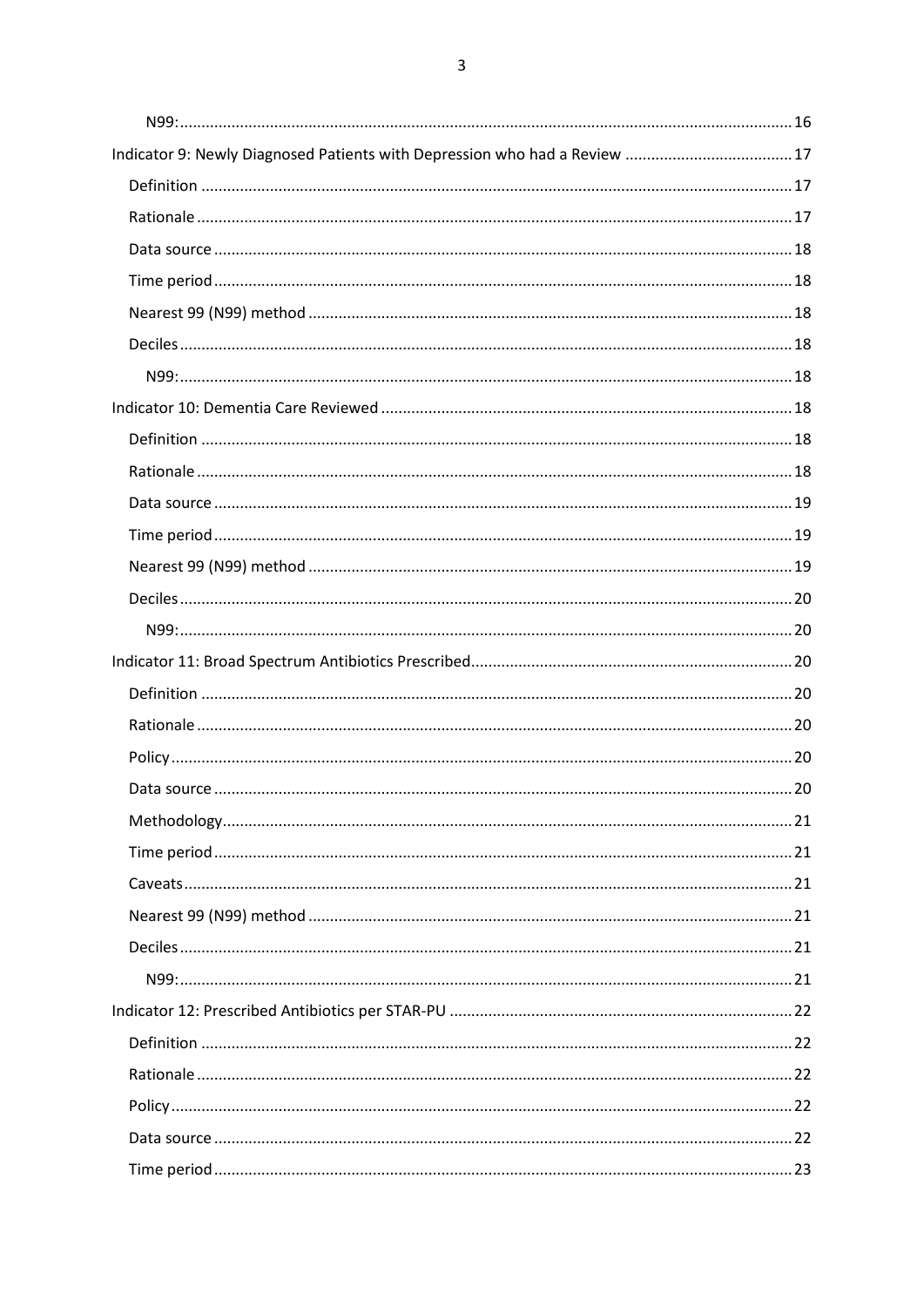N99: 16

Indicator 9: Newly Diagnosed Patients with Depression who had a Review 17

Definition 17

Rationale 17

Data source 18

Time period 18

Nearest 99 (N99) method 18

Deciles 18

N99: 18

Indicator 10: Dementia Care Reviewed 18

Definition 18

Rationale 18

Data source 19

Time period 19

Nearest 99 (N99) method 19

Deciles 20

N99: 20

Indicator 11: Broad Spectrum Antibiotics Prescribed 20

Definition 20

Rationale 20

Policy 20

Data source 20

Methodology 21

Time period 21

Caveats 21

Nearest 99 (N99) method 21

Deciles 21

N99: 21

Indicator 12: Prescribed Antibiotics per STAR-PU 22

Definition 22

Rationale 22

Policy 22

Data source 22

Time period 23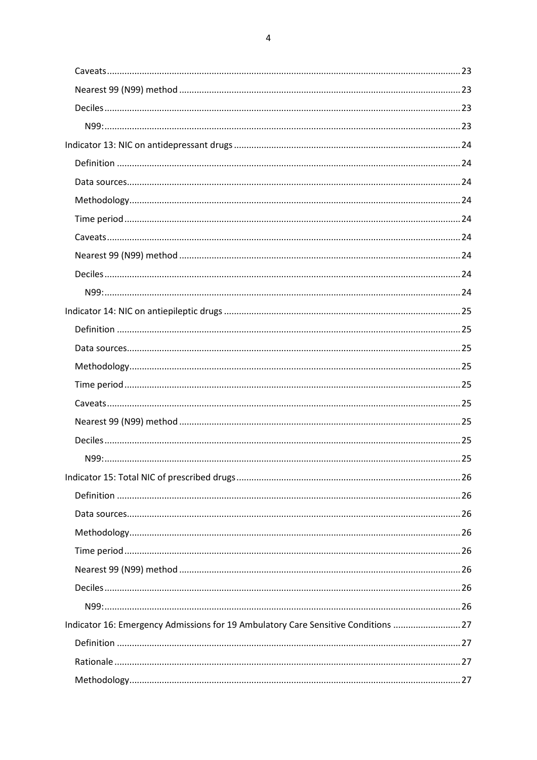Caveats ........................................................................ 23

Nearest 99 (N99) method ........................................................ 23

Deciles ........................................................................ 23

N99: ........................................................................... 23

Indicator 13: NIC on antidepressant drugs ...................................... 24

Definition ..................................................................... 24

Data sources ................................................................... 24

Methodology .................................................................... 24

Time period .................................................................... 24

Caveats ........................................................................ 24

Nearest 99 (N99) method ........................................................ 24

Deciles ........................................................................ 24

N99: ........................................................................... 24

Indicator 14: NIC on antiepileptic drugs ....................................... 25

Definition ..................................................................... 25

Data sources ................................................................... 25

Methodology .................................................................... 25

Time period .................................................................... 25

Caveats ........................................................................ 25

Nearest 99 (N99) method ........................................................ 25

Deciles ........................................................................ 25

N99: ........................................................................... 25

Indicator 15: Total NIC of prescribed drugs .................................... 26

Definition ..................................................................... 26

Data sources ................................................................... 26

Methodology .................................................................... 26

Time period .................................................................... 26

Nearest 99 (N99) method ........................................................ 26

Deciles ........................................................................ 26

N99: ........................................................................... 26

Indicator 16: Emergency Admissions for 19 Ambulatory Care Sensitive Conditions ... 27

Definition ..................................................................... 27

Rationale ...................................................................... 27

Methodology .................................................................... 27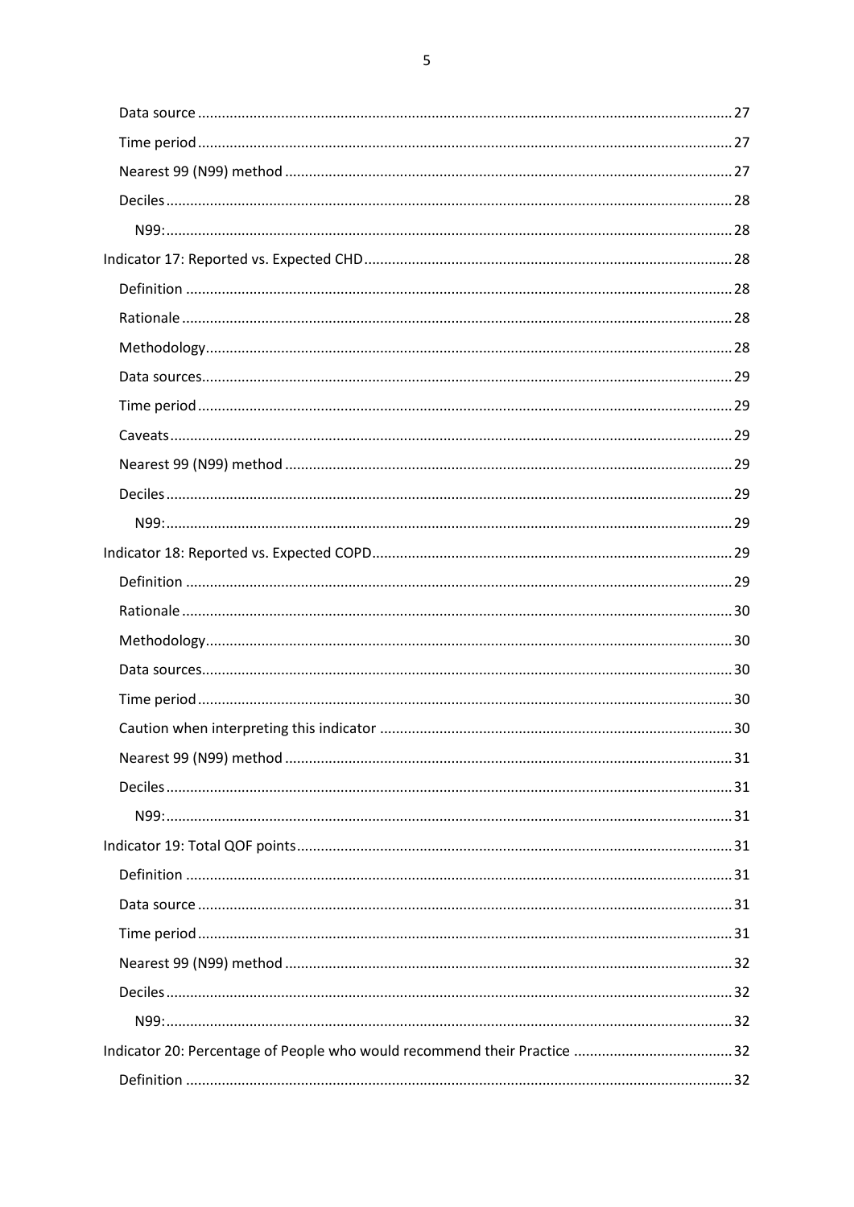- Data source ..... 27
- Time period ..... 27
- Nearest 99 (N99) method ..... 27
- Deciles ..... 28
  - N99: ..... 28
- Indicator 17: Reported vs. Expected CHD ..... 28
  - Definition ..... 28
  - Rationale ..... 28
  - Methodology ..... 28
  - Data sources ..... 29
  - Time period ..... 29
  - Caveats ..... 29
  - Nearest 99 (N99) method ..... 29
  - Deciles ..... 29
    - N99: ..... 29
- Indicator 18: Reported vs. Expected COPD ..... 29
  - Definition ..... 29
  - Rationale ..... 30
  - Methodology ..... 30
  - Data sources ..... 30
  - Time period ..... 30
  - Caution when interpreting this indicator ..... 30
  - Nearest 99 (N99) method ..... 31
  - Deciles ..... 31
    - N99: ..... 31
- Indicator 19: Total QOF points ..... 31
  - Definition ..... 31
  - Data source ..... 31
  - Time period ..... 31
  - Nearest 99 (N99) method ..... 32
  - Deciles ..... 32
    - N99: ..... 32
- Indicator 20: Percentage of People who would recommend their Practice ..... 32
  - Definition ..... 32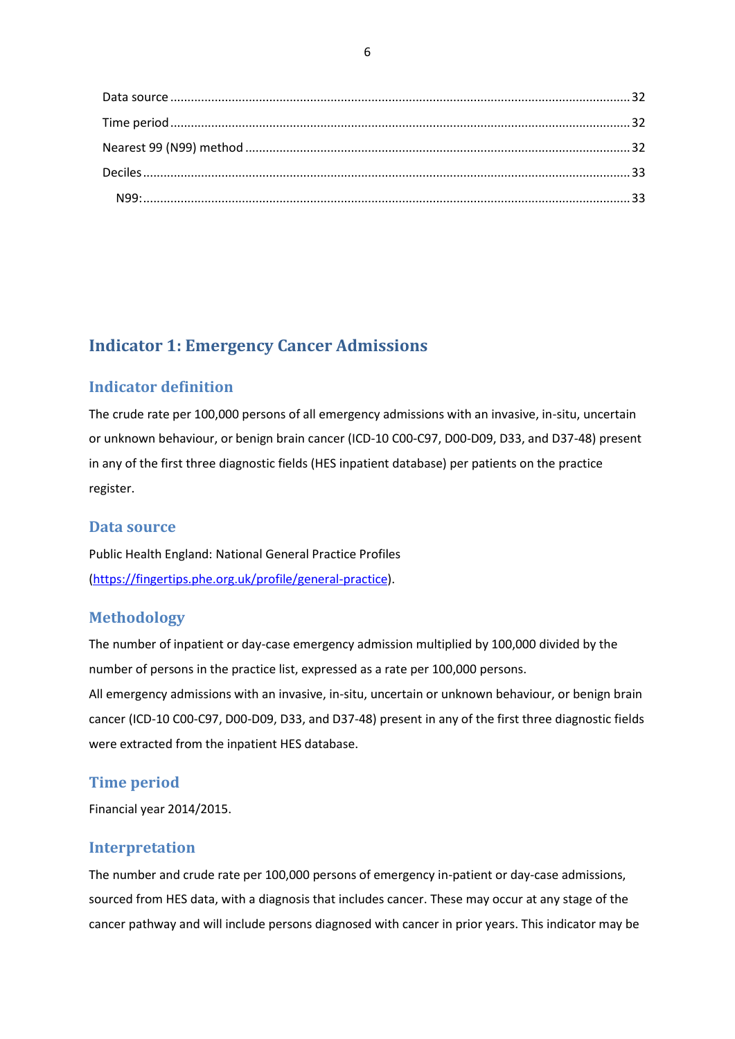Data source .......................................................................................................................32

Time period .......................................................................................................................32

Nearest 99 (N99) method ...................................................................................................32

Deciles ..............................................................................................................................33

N99: ..................................................................................................................................33

# Indicator 1: Emergency Cancer Admissions

## Indicator definition

The crude rate per 100,000 persons of all emergency admissions with an invasive, in-situ, uncertain or unknown behaviour, or benign brain cancer (ICD-10 C00-C97, D00-D09, D33, and D37-48) present in any of the first three diagnostic fields (HES inpatient database) per patients on the practice register.

## Data source

Public Health England: National General Practice Profiles (https://fingertips.phe.org.uk/profile/general-practice).

## Methodology

The number of inpatient or day-case emergency admission multiplied by 100,000 divided by the number of persons in the practice list, expressed as a rate per 100,000 persons.

All emergency admissions with an invasive, in-situ, uncertain or unknown behaviour, or benign brain cancer (ICD-10 C00-C97, D00-D09, D33, and D37-48) present in any of the first three diagnostic fields were extracted from the inpatient HES database.

## Time period

Financial year 2014/2015.

## Interpretation

The number and crude rate per 100,000 persons of emergency in-patient or day-case admissions, sourced from HES data, with a diagnosis that includes cancer. These may occur at any stage of the cancer pathway and will include persons diagnosed with cancer in prior years. This indicator may be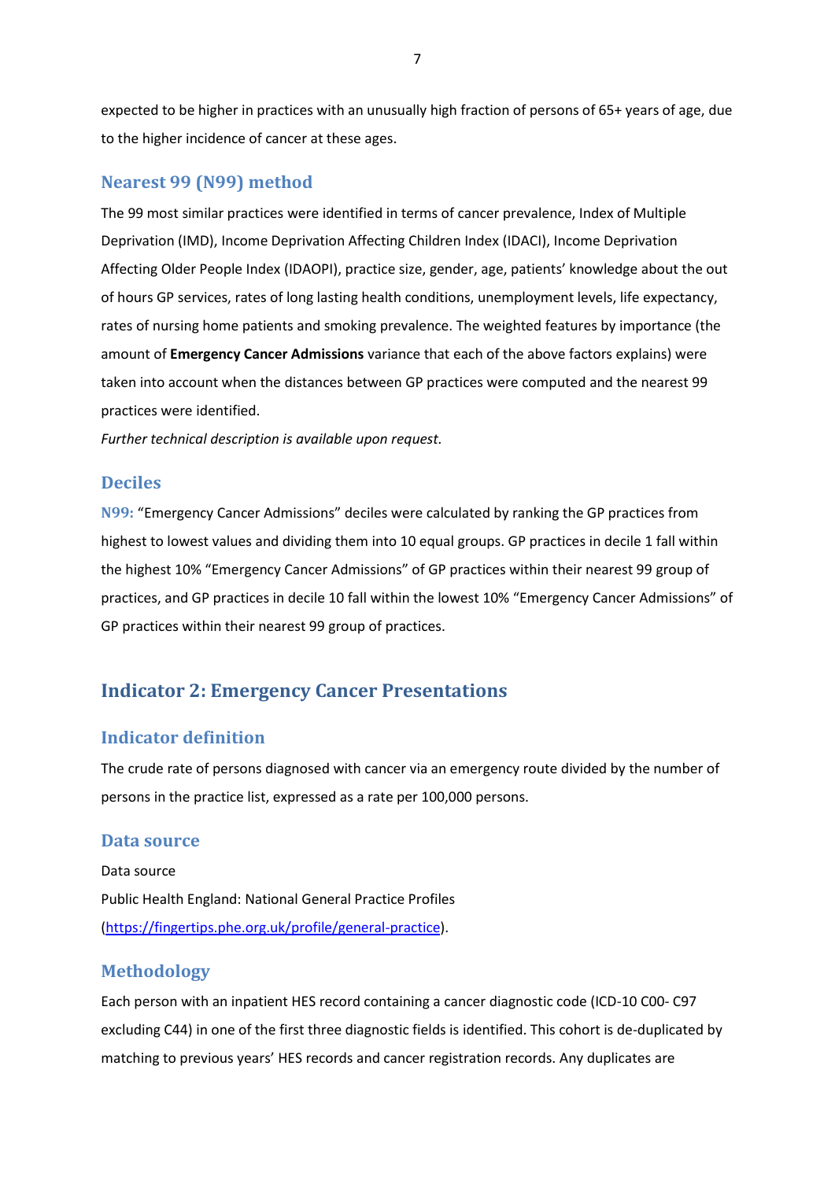expected to be higher in practices with an unusually high fraction of persons of 65+ years of age, due to the higher incidence of cancer at these ages.

### Nearest 99 (N99) method

The 99 most similar practices were identified in terms of cancer prevalence, Index of Multiple Deprivation (IMD), Income Deprivation Affecting Children Index (IDACI), Income Deprivation Affecting Older People Index (IDAOPI), practice size, gender, age, patients' knowledge about the out of hours GP services, rates of long lasting health conditions, unemployment levels, life expectancy, rates of nursing home patients and smoking prevalence. The weighted features by importance (the amount of **Emergency Cancer Admissions** variance that each of the above factors explains) were taken into account when the distances between GP practices were computed and the nearest 99 practices were identified.

*Further technical description is available upon request.*

### Deciles

**N99:** "Emergency Cancer Admissions" deciles were calculated by ranking the GP practices from highest to lowest values and dividing them into 10 equal groups. GP practices in decile 1 fall within the highest 10% "Emergency Cancer Admissions" of GP practices within their nearest 99 group of practices, and GP practices in decile 10 fall within the lowest 10% "Emergency Cancer Admissions" of GP practices within their nearest 99 group of practices.

## Indicator 2: Emergency Cancer Presentations

### Indicator definition

The crude rate of persons diagnosed with cancer via an emergency route divided by the number of persons in the practice list, expressed as a rate per 100,000 persons.

### Data source

Data source

Public Health England: National General Practice Profiles (https://fingertips.phe.org.uk/profile/general-practice).

### Methodology

Each person with an inpatient HES record containing a cancer diagnostic code (ICD-10 C00- C97 excluding C44) in one of the first three diagnostic fields is identified. This cohort is de-duplicated by matching to previous years' HES records and cancer registration records. Any duplicates are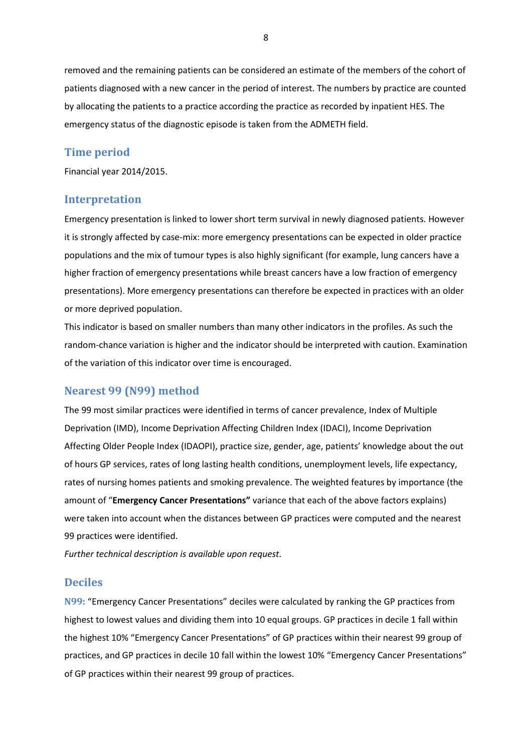removed and the remaining patients can be considered an estimate of the members of the cohort of patients diagnosed with a new cancer in the period of interest. The numbers by practice are counted by allocating the patients to a practice according the practice as recorded by inpatient HES. The emergency status of the diagnostic episode is taken from the ADMETH field.

## Time period

Financial year 2014/2015.

## Interpretation

Emergency presentation is linked to lower short term survival in newly diagnosed patients. However it is strongly affected by case-mix: more emergency presentations can be expected in older practice populations and the mix of tumour types is also highly significant (for example, lung cancers have a higher fraction of emergency presentations while breast cancers have a low fraction of emergency presentations). More emergency presentations can therefore be expected in practices with an older or more deprived population.

This indicator is based on smaller numbers than many other indicators in the profiles. As such the random-chance variation is higher and the indicator should be interpreted with caution. Examination of the variation of this indicator over time is encouraged.

## Nearest 99 (N99) method

The 99 most similar practices were identified in terms of cancer prevalence, Index of Multiple Deprivation (IMD), Income Deprivation Affecting Children Index (IDACI), Income Deprivation Affecting Older People Index (IDAOPI), practice size, gender, age, patients' knowledge about the out of hours GP services, rates of long lasting health conditions, unemployment levels, life expectancy, rates of nursing homes patients and smoking prevalence. The weighted features by importance (the amount of "**Emergency Cancer Presentations"** variance that each of the above factors explains) were taken into account when the distances between GP practices were computed and the nearest 99 practices were identified.

*Further technical description is available upon request.*

## Deciles

**N99:** "Emergency Cancer Presentations" deciles were calculated by ranking the GP practices from highest to lowest values and dividing them into 10 equal groups. GP practices in decile 1 fall within the highest 10% "Emergency Cancer Presentations" of GP practices within their nearest 99 group of practices, and GP practices in decile 10 fall within the lowest 10% "Emergency Cancer Presentations" of GP practices within their nearest 99 group of practices.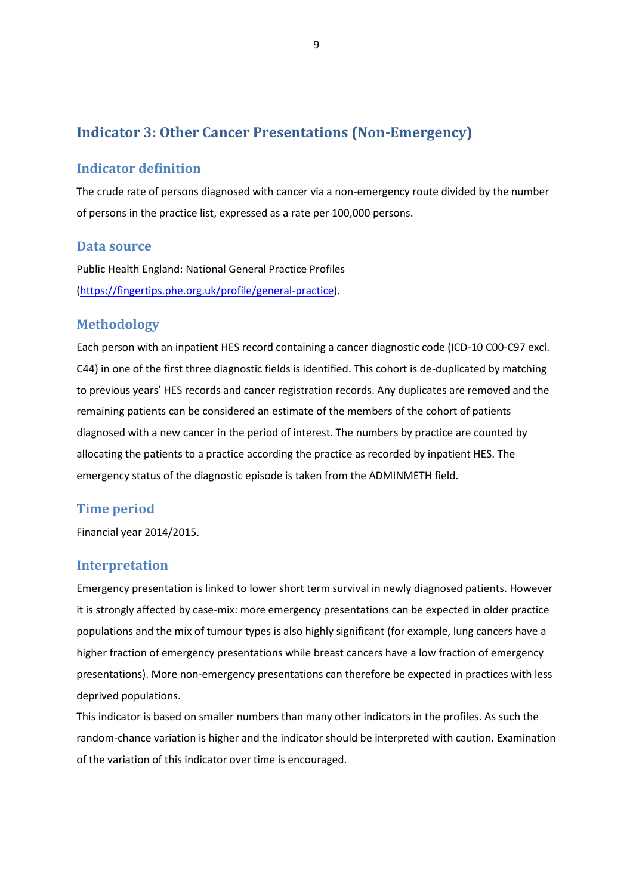## Indicator 3: Other Cancer Presentations (Non-Emergency)

### Indicator definition

The crude rate of persons diagnosed with cancer via a non-emergency route divided by the number of persons in the practice list, expressed as a rate per 100,000 persons.

### Data source

Public Health England: National General Practice Profiles (https://fingertips.phe.org.uk/profile/general-practice).

### Methodology

Each person with an inpatient HES record containing a cancer diagnostic code (ICD-10 C00-C97 excl. C44) in one of the first three diagnostic fields is identified. This cohort is de-duplicated by matching to previous years' HES records and cancer registration records. Any duplicates are removed and the remaining patients can be considered an estimate of the members of the cohort of patients diagnosed with a new cancer in the period of interest. The numbers by practice are counted by allocating the patients to a practice according the practice as recorded by inpatient HES. The emergency status of the diagnostic episode is taken from the ADMINMETH field.

### Time period

Financial year 2014/2015.

### Interpretation

Emergency presentation is linked to lower short term survival in newly diagnosed patients. However it is strongly affected by case-mix: more emergency presentations can be expected in older practice populations and the mix of tumour types is also highly significant (for example, lung cancers have a higher fraction of emergency presentations while breast cancers have a low fraction of emergency presentations). More non-emergency presentations can therefore be expected in practices with less deprived populations.

This indicator is based on smaller numbers than many other indicators in the profiles. As such the random-chance variation is higher and the indicator should be interpreted with caution. Examination of the variation of this indicator over time is encouraged.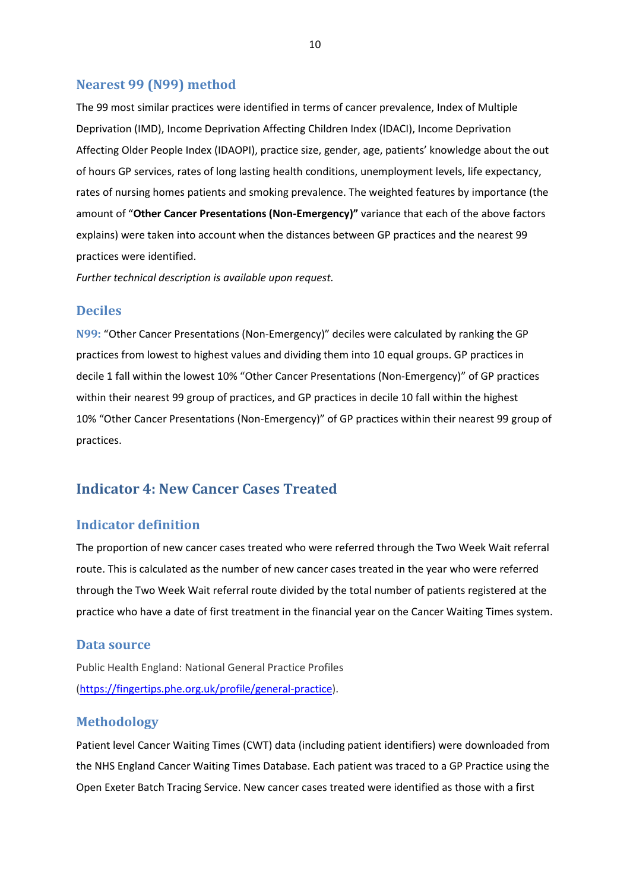### Nearest 99 (N99) method

The 99 most similar practices were identified in terms of cancer prevalence, Index of Multiple Deprivation (IMD), Income Deprivation Affecting Children Index (IDACI), Income Deprivation Affecting Older People Index (IDAOPI), practice size, gender, age, patients' knowledge about the out of hours GP services, rates of long lasting health conditions, unemployment levels, life expectancy, rates of nursing homes patients and smoking prevalence. The weighted features by importance (the amount of "**Other Cancer Presentations (Non-Emergency)"** variance that each of the above factors explains) were taken into account when the distances between GP practices and the nearest 99 practices were identified.

*Further technical description is available upon request.*

### Deciles

**N99:** "Other Cancer Presentations (Non-Emergency)" deciles were calculated by ranking the GP practices from lowest to highest values and dividing them into 10 equal groups. GP practices in decile 1 fall within the lowest 10% "Other Cancer Presentations (Non-Emergency)" of GP practices within their nearest 99 group of practices, and GP practices in decile 10 fall within the highest 10% "Other Cancer Presentations (Non-Emergency)" of GP practices within their nearest 99 group of practices.

## Indicator 4: New Cancer Cases Treated

### Indicator definition

The proportion of new cancer cases treated who were referred through the Two Week Wait referral route. This is calculated as the number of new cancer cases treated in the year who were referred through the Two Week Wait referral route divided by the total number of patients registered at the practice who have a date of first treatment in the financial year on the Cancer Waiting Times system.

### Data source

Public Health England: National General Practice Profiles (https://fingertips.phe.org.uk/profile/general-practice).

### Methodology

Patient level Cancer Waiting Times (CWT) data (including patient identifiers) were downloaded from the NHS England Cancer Waiting Times Database. Each patient was traced to a GP Practice using the Open Exeter Batch Tracing Service. New cancer cases treated were identified as those with a first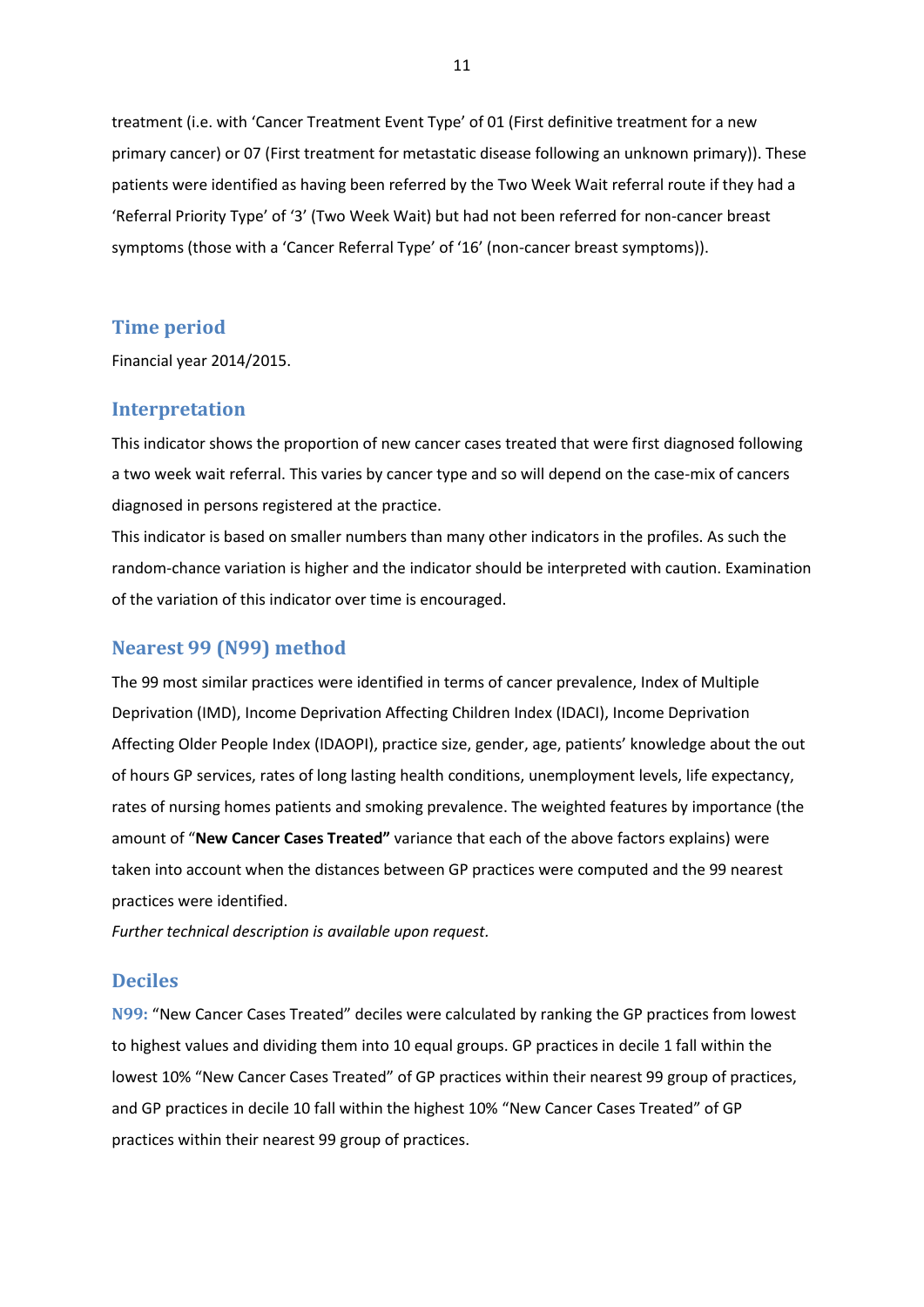treatment (i.e. with 'Cancer Treatment Event Type' of 01 (First definitive treatment for a new primary cancer) or 07 (First treatment for metastatic disease following an unknown primary)). These patients were identified as having been referred by the Two Week Wait referral route if they had a 'Referral Priority Type' of '3' (Two Week Wait) but had not been referred for non-cancer breast symptoms (those with a 'Cancer Referral Type' of '16' (non-cancer breast symptoms)).

## Time period

Financial year 2014/2015.

## Interpretation

This indicator shows the proportion of new cancer cases treated that were first diagnosed following a two week wait referral. This varies by cancer type and so will depend on the case-mix of cancers diagnosed in persons registered at the practice.

This indicator is based on smaller numbers than many other indicators in the profiles. As such the random-chance variation is higher and the indicator should be interpreted with caution. Examination of the variation of this indicator over time is encouraged.

## Nearest 99 (N99) method

The 99 most similar practices were identified in terms of cancer prevalence, Index of Multiple Deprivation (IMD), Income Deprivation Affecting Children Index (IDACI), Income Deprivation Affecting Older People Index (IDAOPI), practice size, gender, age, patients' knowledge about the out of hours GP services, rates of long lasting health conditions, unemployment levels, life expectancy, rates of nursing homes patients and smoking prevalence. The weighted features by importance (the amount of "**New Cancer Cases Treated"** variance that each of the above factors explains) were taken into account when the distances between GP practices were computed and the 99 nearest practices were identified.

*Further technical description is available upon request.*

## Deciles

**N99:** "New Cancer Cases Treated" deciles were calculated by ranking the GP practices from lowest to highest values and dividing them into 10 equal groups. GP practices in decile 1 fall within the lowest 10% "New Cancer Cases Treated" of GP practices within their nearest 99 group of practices, and GP practices in decile 10 fall within the highest 10% "New Cancer Cases Treated" of GP practices within their nearest 99 group of practices.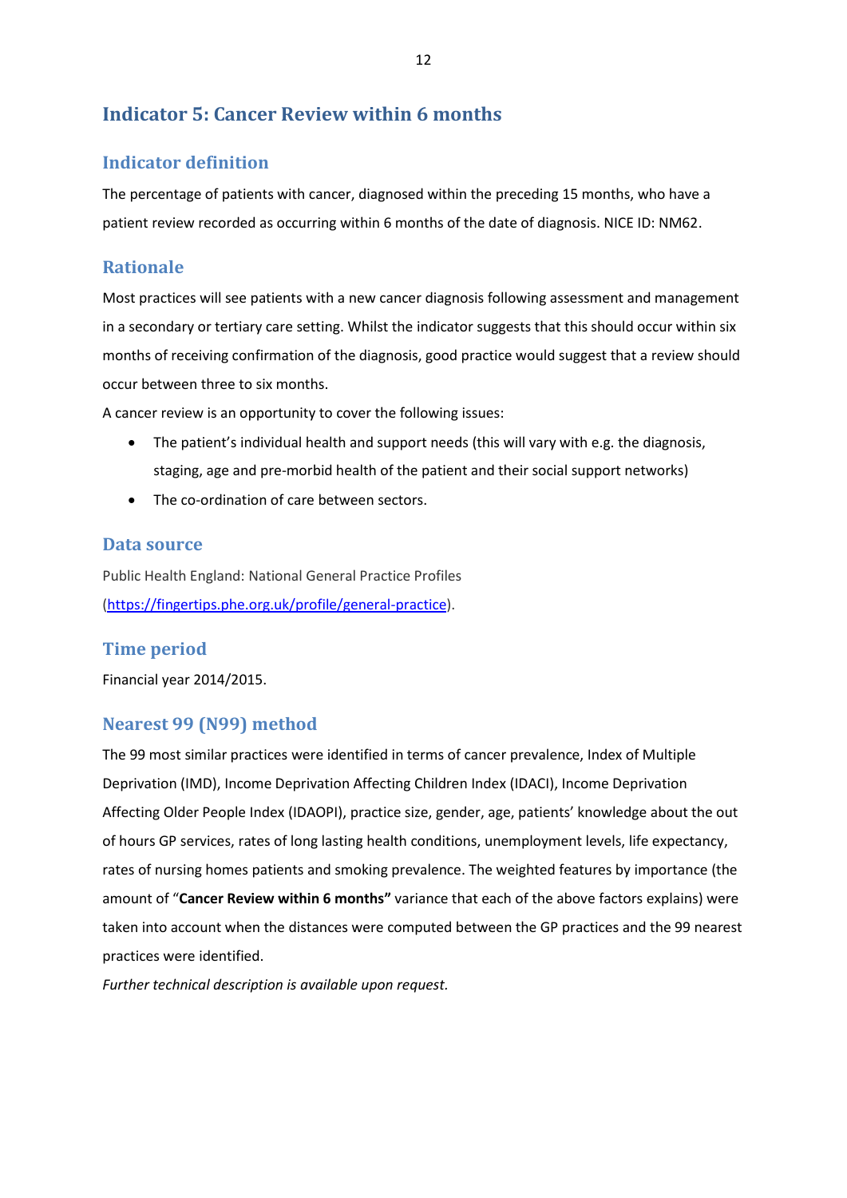## Indicator 5: Cancer Review within 6 months

### Indicator definition

The percentage of patients with cancer, diagnosed within the preceding 15 months, who have a patient review recorded as occurring within 6 months of the date of diagnosis. NICE ID: NM62.

### Rationale

Most practices will see patients with a new cancer diagnosis following assessment and management in a secondary or tertiary care setting. Whilst the indicator suggests that this should occur within six months of receiving confirmation of the diagnosis, good practice would suggest that a review should occur between three to six months.

A cancer review is an opportunity to cover the following issues:

- The patient's individual health and support needs (this will vary with e.g. the diagnosis, staging, age and pre-morbid health of the patient and their social support networks)
- The co-ordination of care between sectors.

### Data source

Public Health England: National General Practice Profiles (https://fingertips.phe.org.uk/profile/general-practice).

### Time period

Financial year 2014/2015.

### Nearest 99 (N99) method

The 99 most similar practices were identified in terms of cancer prevalence, Index of Multiple Deprivation (IMD), Income Deprivation Affecting Children Index (IDACI), Income Deprivation Affecting Older People Index (IDAOPI), practice size, gender, age, patients' knowledge about the out of hours GP services, rates of long lasting health conditions, unemployment levels, life expectancy, rates of nursing homes patients and smoking prevalence. The weighted features by importance (the amount of "**Cancer Review within 6 months"** variance that each of the above factors explains) were taken into account when the distances were computed between the GP practices and the 99 nearest practices were identified.

*Further technical description is available upon request.*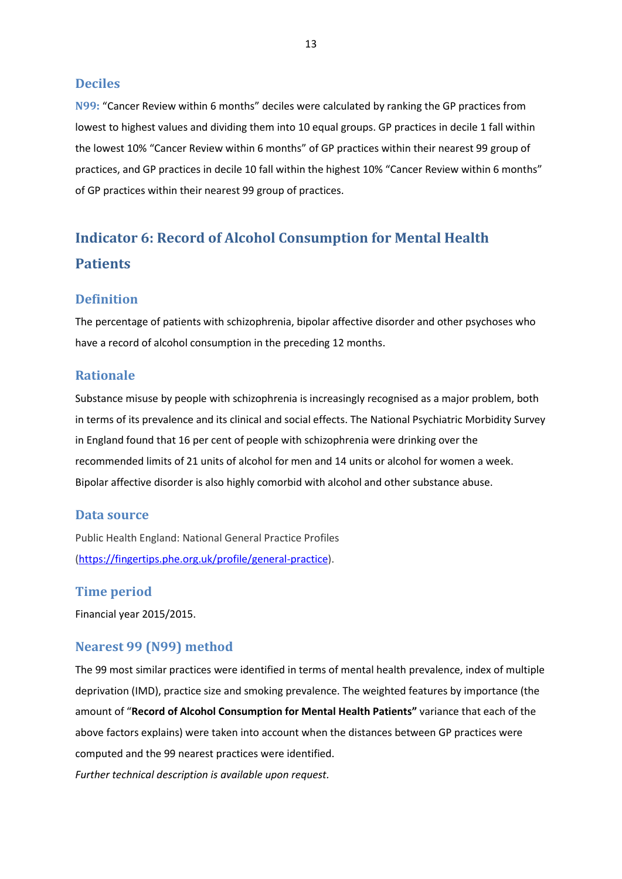### Deciles

**N99:** "Cancer Review within 6 months" deciles were calculated by ranking the GP practices from lowest to highest values and dividing them into 10 equal groups. GP practices in decile 1 fall within the lowest 10% "Cancer Review within 6 months" of GP practices within their nearest 99 group of practices, and GP practices in decile 10 fall within the highest 10% "Cancer Review within 6 months" of GP practices within their nearest 99 group of practices.

## Indicator 6: Record of Alcohol Consumption for Mental Health Patients

### Definition

The percentage of patients with schizophrenia, bipolar affective disorder and other psychoses who have a record of alcohol consumption in the preceding 12 months.

### Rationale

Substance misuse by people with schizophrenia is increasingly recognised as a major problem, both in terms of its prevalence and its clinical and social effects. The National Psychiatric Morbidity Survey in England found that 16 per cent of people with schizophrenia were drinking over the recommended limits of 21 units of alcohol for men and 14 units or alcohol for women a week. Bipolar affective disorder is also highly comorbid with alcohol and other substance abuse.

### Data source

Public Health England: National General Practice Profiles (https://fingertips.phe.org.uk/profile/general-practice).

### Time period

Financial year 2015/2015.

### Nearest 99 (N99) method

The 99 most similar practices were identified in terms of mental health prevalence, index of multiple deprivation (IMD), practice size and smoking prevalence. The weighted features by importance (the amount of "**Record of Alcohol Consumption for Mental Health Patients"** variance that each of the above factors explains) were taken into account when the distances between GP practices were computed and the 99 nearest practices were identified.

*Further technical description is available upon request.*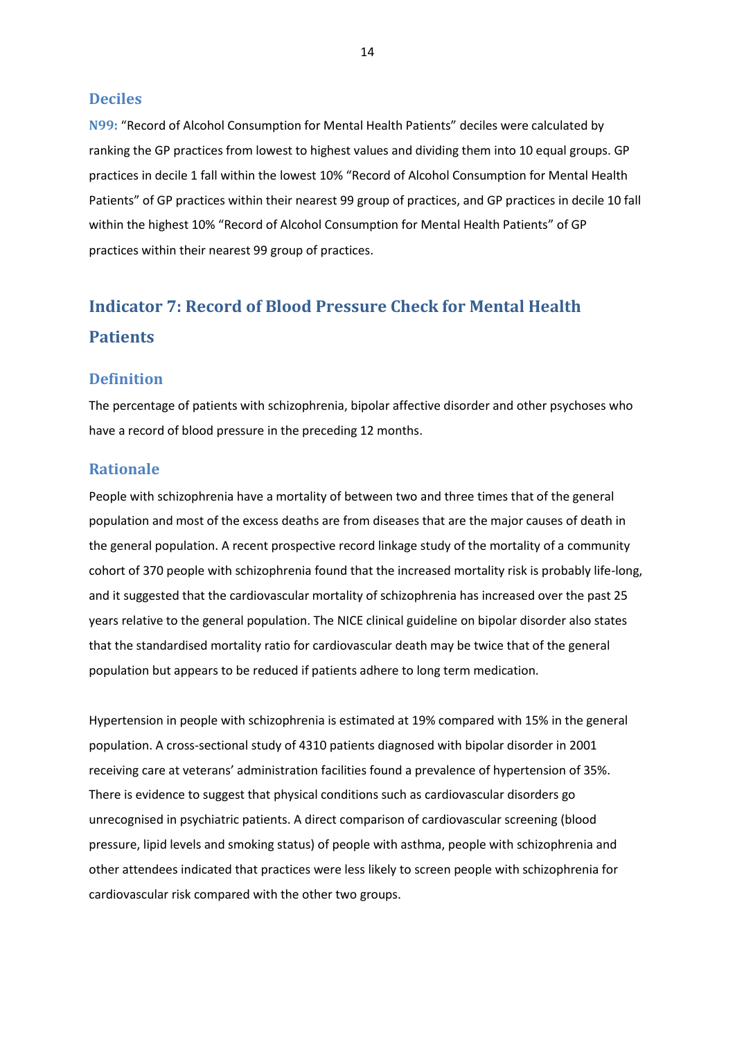### Deciles

**N99:** "Record of Alcohol Consumption for Mental Health Patients" deciles were calculated by ranking the GP practices from lowest to highest values and dividing them into 10 equal groups. GP practices in decile 1 fall within the lowest 10% "Record of Alcohol Consumption for Mental Health Patients" of GP practices within their nearest 99 group of practices, and GP practices in decile 10 fall within the highest 10% "Record of Alcohol Consumption for Mental Health Patients" of GP practices within their nearest 99 group of practices.

## Indicator 7: Record of Blood Pressure Check for Mental Health Patients

### Definition

The percentage of patients with schizophrenia, bipolar affective disorder and other psychoses who have a record of blood pressure in the preceding 12 months.

### Rationale

People with schizophrenia have a mortality of between two and three times that of the general population and most of the excess deaths are from diseases that are the major causes of death in the general population. A recent prospective record linkage study of the mortality of a community cohort of 370 people with schizophrenia found that the increased mortality risk is probably life-long, and it suggested that the cardiovascular mortality of schizophrenia has increased over the past 25 years relative to the general population. The NICE clinical guideline on bipolar disorder also states that the standardised mortality ratio for cardiovascular death may be twice that of the general population but appears to be reduced if patients adhere to long term medication.

Hypertension in people with schizophrenia is estimated at 19% compared with 15% in the general population. A cross-sectional study of 4310 patients diagnosed with bipolar disorder in 2001 receiving care at veterans' administration facilities found a prevalence of hypertension of 35%. There is evidence to suggest that physical conditions such as cardiovascular disorders go unrecognised in psychiatric patients. A direct comparison of cardiovascular screening (blood pressure, lipid levels and smoking status) of people with asthma, people with schizophrenia and other attendees indicated that practices were less likely to screen people with schizophrenia for cardiovascular risk compared with the other two groups.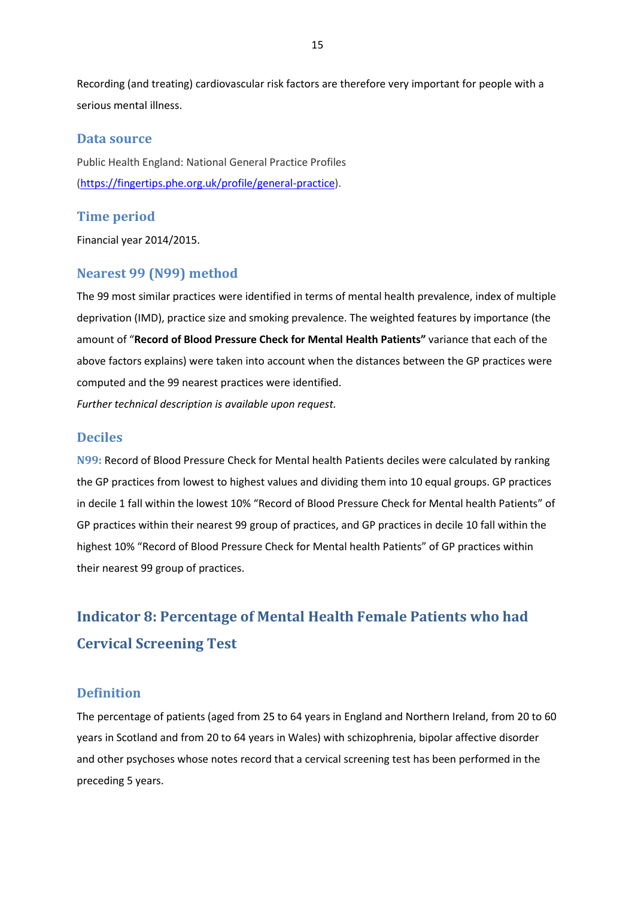Recording (and treating) cardiovascular risk factors are therefore very important for people with a serious mental illness.

### Data source

Public Health England: National General Practice Profiles (https://fingertips.phe.org.uk/profile/general-practice).

### Time period

Financial year 2014/2015.

### Nearest 99 (N99) method

The 99 most similar practices were identified in terms of mental health prevalence, index of multiple deprivation (IMD), practice size and smoking prevalence. The weighted features by importance (the amount of "**Record of Blood Pressure Check for Mental Health Patients"** variance that each of the above factors explains) were taken into account when the distances between the GP practices were computed and the 99 nearest practices were identified.

*Further technical description is available upon request.*

### Deciles

**N99:** Record of Blood Pressure Check for Mental health Patients deciles were calculated by ranking the GP practices from lowest to highest values and dividing them into 10 equal groups. GP practices in decile 1 fall within the lowest 10% "Record of Blood Pressure Check for Mental health Patients" of GP practices within their nearest 99 group of practices, and GP practices in decile 10 fall within the highest 10% "Record of Blood Pressure Check for Mental health Patients" of GP practices within their nearest 99 group of practices.

## Indicator 8: Percentage of Mental Health Female Patients who had Cervical Screening Test

### Definition

The percentage of patients (aged from 25 to 64 years in England and Northern Ireland, from 20 to 60 years in Scotland and from 20 to 64 years in Wales) with schizophrenia, bipolar affective disorder and other psychoses whose notes record that a cervical screening test has been performed in the preceding 5 years.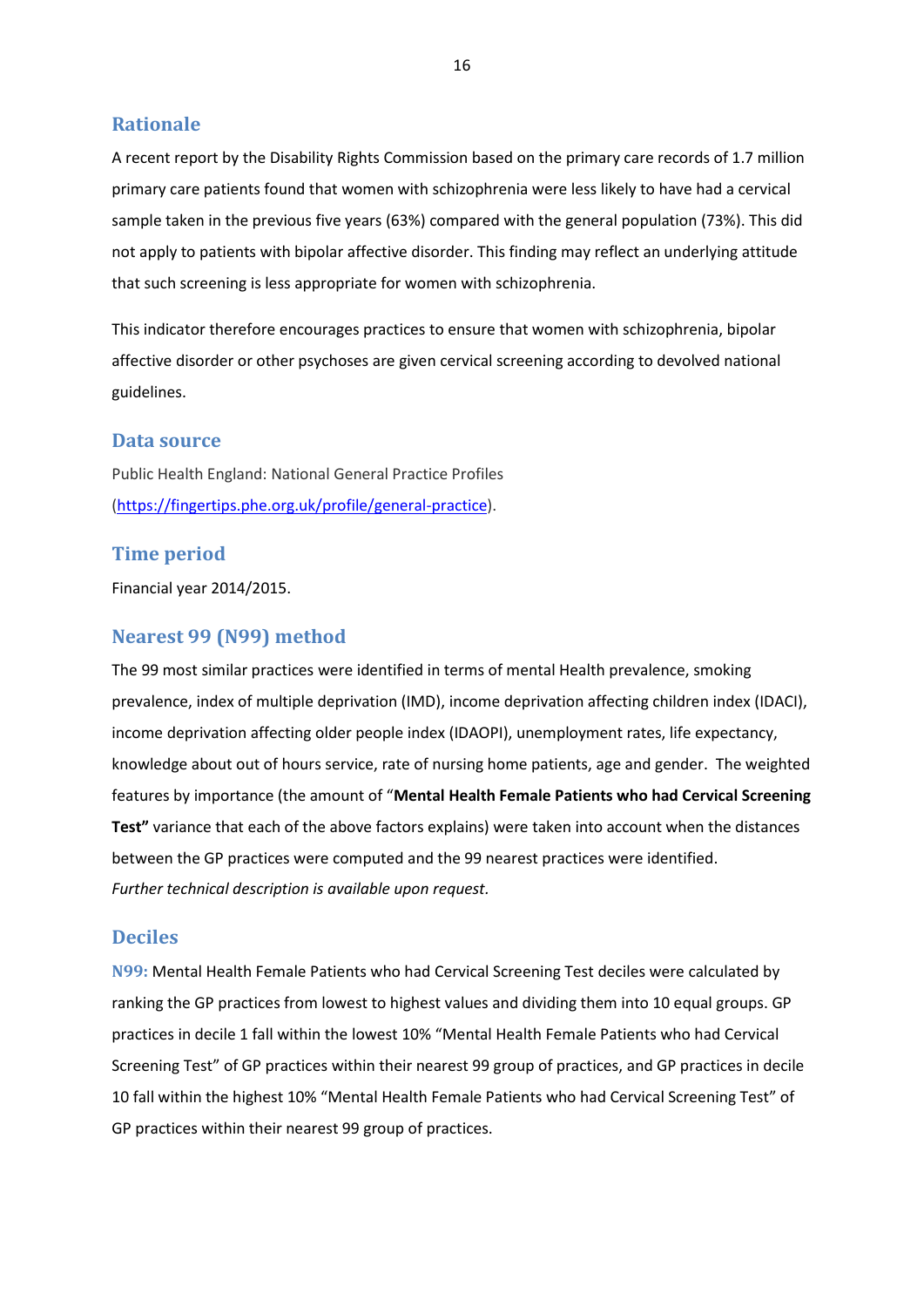## Rationale

A recent report by the Disability Rights Commission based on the primary care records of 1.7 million primary care patients found that women with schizophrenia were less likely to have had a cervical sample taken in the previous five years (63%) compared with the general population (73%). This did not apply to patients with bipolar affective disorder. This finding may reflect an underlying attitude that such screening is less appropriate for women with schizophrenia.

This indicator therefore encourages practices to ensure that women with schizophrenia, bipolar affective disorder or other psychoses are given cervical screening according to devolved national guidelines.

## Data source

Public Health England: National General Practice Profiles (https://fingertips.phe.org.uk/profile/general-practice).

## Time period

Financial year 2014/2015.

## Nearest 99 (N99) method

The 99 most similar practices were identified in terms of mental Health prevalence, smoking prevalence, index of multiple deprivation (IMD), income deprivation affecting children index (IDACI), income deprivation affecting older people index (IDAOPI), unemployment rates, life expectancy, knowledge about out of hours service, rate of nursing home patients, age and gender. The weighted features by importance (the amount of "**Mental Health Female Patients who had Cervical Screening Test"** variance that each of the above factors explains) were taken into account when the distances between the GP practices were computed and the 99 nearest practices were identified.
*Further technical description is available upon request.*

## Deciles

**N99:** Mental Health Female Patients who had Cervical Screening Test deciles were calculated by ranking the GP practices from lowest to highest values and dividing them into 10 equal groups. GP practices in decile 1 fall within the lowest 10% "Mental Health Female Patients who had Cervical Screening Test" of GP practices within their nearest 99 group of practices, and GP practices in decile 10 fall within the highest 10% "Mental Health Female Patients who had Cervical Screening Test" of GP practices within their nearest 99 group of practices.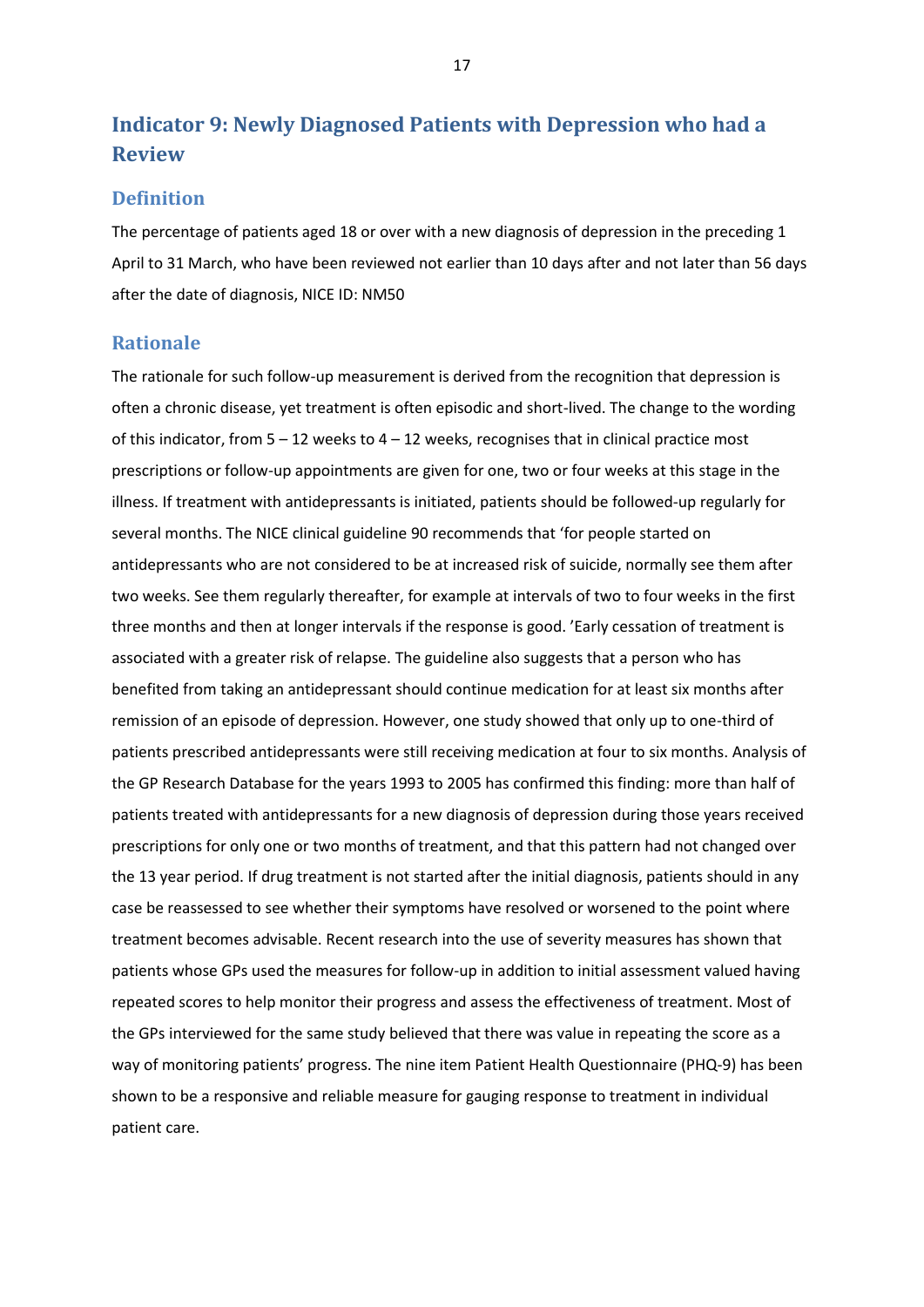## Indicator 9: Newly Diagnosed Patients with Depression who had a Review

### Definition

The percentage of patients aged 18 or over with a new diagnosis of depression in the preceding 1 April to 31 March, who have been reviewed not earlier than 10 days after and not later than 56 days after the date of diagnosis, NICE ID: NM50

### Rationale

The rationale for such follow-up measurement is derived from the recognition that depression is often a chronic disease, yet treatment is often episodic and short-lived. The change to the wording of this indicator, from 5 – 12 weeks to 4 – 12 weeks, recognises that in clinical practice most prescriptions or follow-up appointments are given for one, two or four weeks at this stage in the illness. If treatment with antidepressants is initiated, patients should be followed-up regularly for several months. The NICE clinical guideline 90 recommends that 'for people started on antidepressants who are not considered to be at increased risk of suicide, normally see them after two weeks. See them regularly thereafter, for example at intervals of two to four weeks in the first three months and then at longer intervals if the response is good. 'Early cessation of treatment is associated with a greater risk of relapse. The guideline also suggests that a person who has benefited from taking an antidepressant should continue medication for at least six months after remission of an episode of depression. However, one study showed that only up to one-third of patients prescribed antidepressants were still receiving medication at four to six months. Analysis of the GP Research Database for the years 1993 to 2005 has confirmed this finding: more than half of patients treated with antidepressants for a new diagnosis of depression during those years received prescriptions for only one or two months of treatment, and that this pattern had not changed over the 13 year period. If drug treatment is not started after the initial diagnosis, patients should in any case be reassessed to see whether their symptoms have resolved or worsened to the point where treatment becomes advisable. Recent research into the use of severity measures has shown that patients whose GPs used the measures for follow-up in addition to initial assessment valued having repeated scores to help monitor their progress and assess the effectiveness of treatment. Most of the GPs interviewed for the same study believed that there was value in repeating the score as a way of monitoring patients' progress. The nine item Patient Health Questionnaire (PHQ-9) has been shown to be a responsive and reliable measure for gauging response to treatment in individual patient care.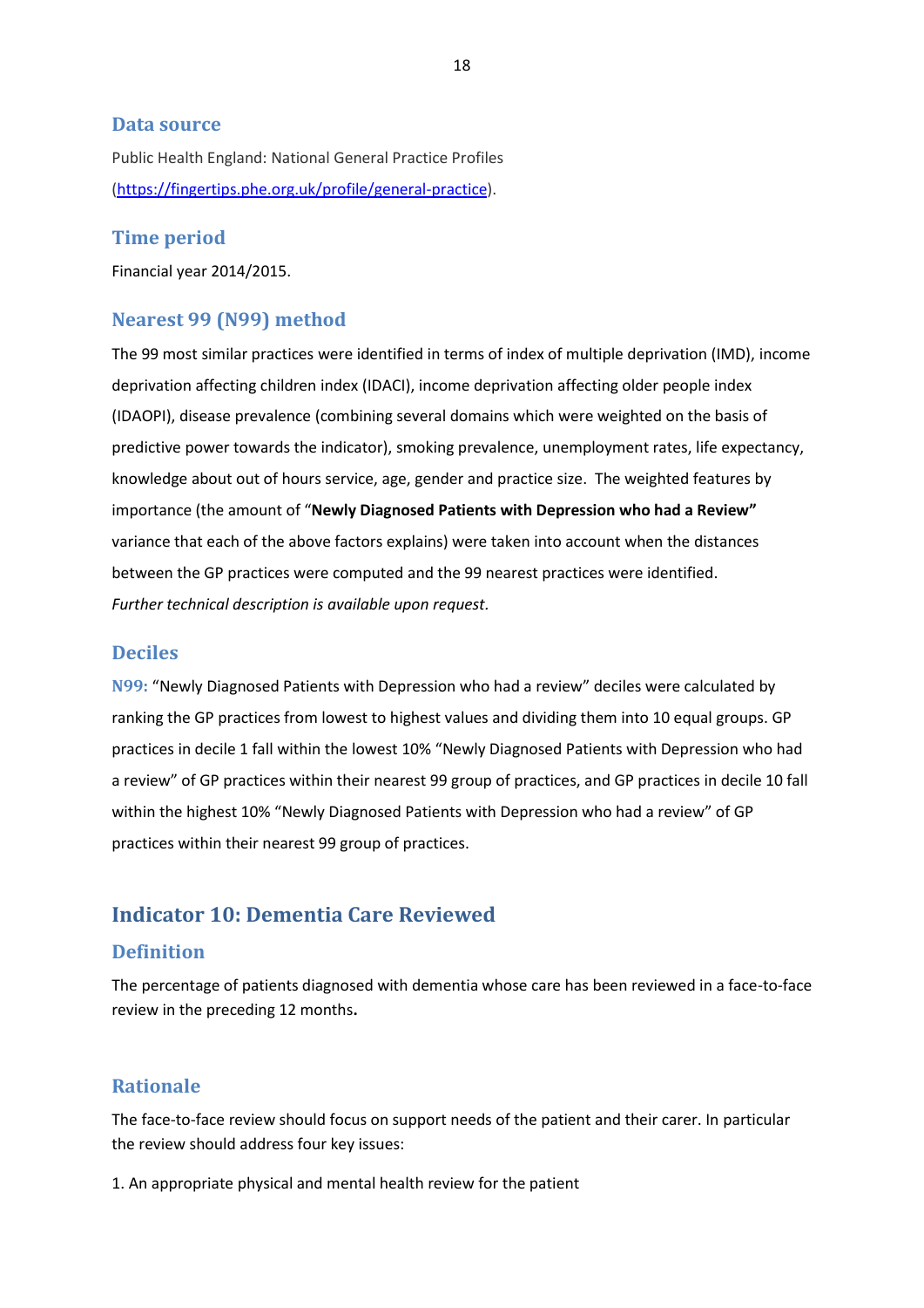### Data source

Public Health England: National General Practice Profiles (https://fingertips.phe.org.uk/profile/general-practice).

### Time period

Financial year 2014/2015.

### Nearest 99 (N99) method

The 99 most similar practices were identified in terms of index of multiple deprivation (IMD), income deprivation affecting children index (IDACI), income deprivation affecting older people index (IDAOPI), disease prevalence (combining several domains which were weighted on the basis of predictive power towards the indicator), smoking prevalence, unemployment rates, life expectancy, knowledge about out of hours service, age, gender and practice size. The weighted features by importance (the amount of "**Newly Diagnosed Patients with Depression who had a Review"** variance that each of the above factors explains) were taken into account when the distances between the GP practices were computed and the 99 nearest practices were identified.
*Further technical description is available upon request.*

### Deciles

**N99:** "Newly Diagnosed Patients with Depression who had a review" deciles were calculated by ranking the GP practices from lowest to highest values and dividing them into 10 equal groups. GP practices in decile 1 fall within the lowest 10% "Newly Diagnosed Patients with Depression who had a review" of GP practices within their nearest 99 group of practices, and GP practices in decile 10 fall within the highest 10% "Newly Diagnosed Patients with Depression who had a review" of GP practices within their nearest 99 group of practices.

## Indicator 10: Dementia Care Reviewed

### Definition

The percentage of patients diagnosed with dementia whose care has been reviewed in a face-to-face review in the preceding 12 months**.**

### Rationale

The face-to-face review should focus on support needs of the patient and their carer. In particular the review should address four key issues:

1. An appropriate physical and mental health review for the patient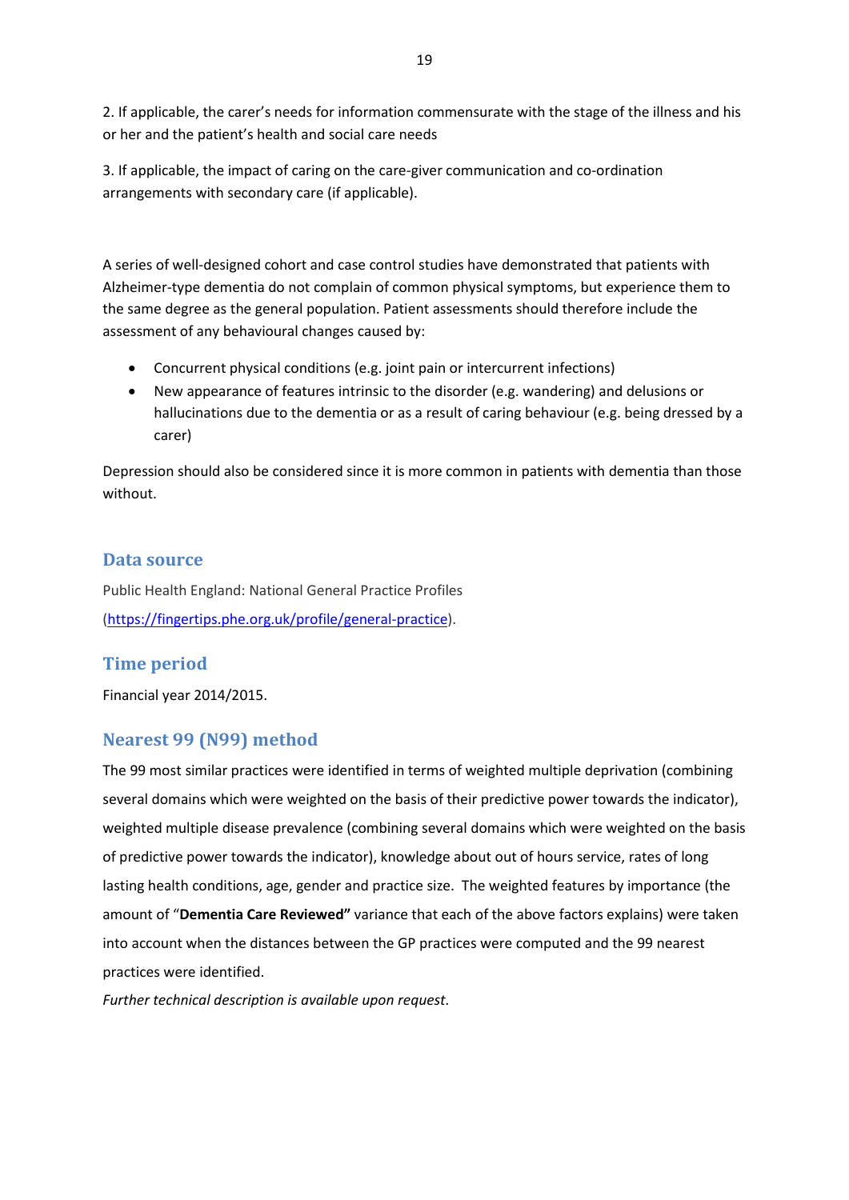2. If applicable, the carer's needs for information commensurate with the stage of the illness and his or her and the patient's health and social care needs

3. If applicable, the impact of caring on the care-giver communication and co-ordination arrangements with secondary care (if applicable).

A series of well-designed cohort and case control studies have demonstrated that patients with Alzheimer-type dementia do not complain of common physical symptoms, but experience them to the same degree as the general population. Patient assessments should therefore include the assessment of any behavioural changes caused by:

- Concurrent physical conditions (e.g. joint pain or intercurrent infections)
- New appearance of features intrinsic to the disorder (e.g. wandering) and delusions or hallucinations due to the dementia or as a result of caring behaviour (e.g. being dressed by a carer)

Depression should also be considered since it is more common in patients with dementia than those without.

## Data source

Public Health England: National General Practice Profiles (https://fingertips.phe.org.uk/profile/general-practice).

## Time period

Financial year 2014/2015.

## Nearest 99 (N99) method

The 99 most similar practices were identified in terms of weighted multiple deprivation (combining several domains which were weighted on the basis of their predictive power towards the indicator), weighted multiple disease prevalence (combining several domains which were weighted on the basis of predictive power towards the indicator), knowledge about out of hours service, rates of long lasting health conditions, age, gender and practice size. The weighted features by importance (the amount of "**Dementia Care Reviewed"** variance that each of the above factors explains) were taken into account when the distances between the GP practices were computed and the 99 nearest practices were identified.

*Further technical description is available upon request.*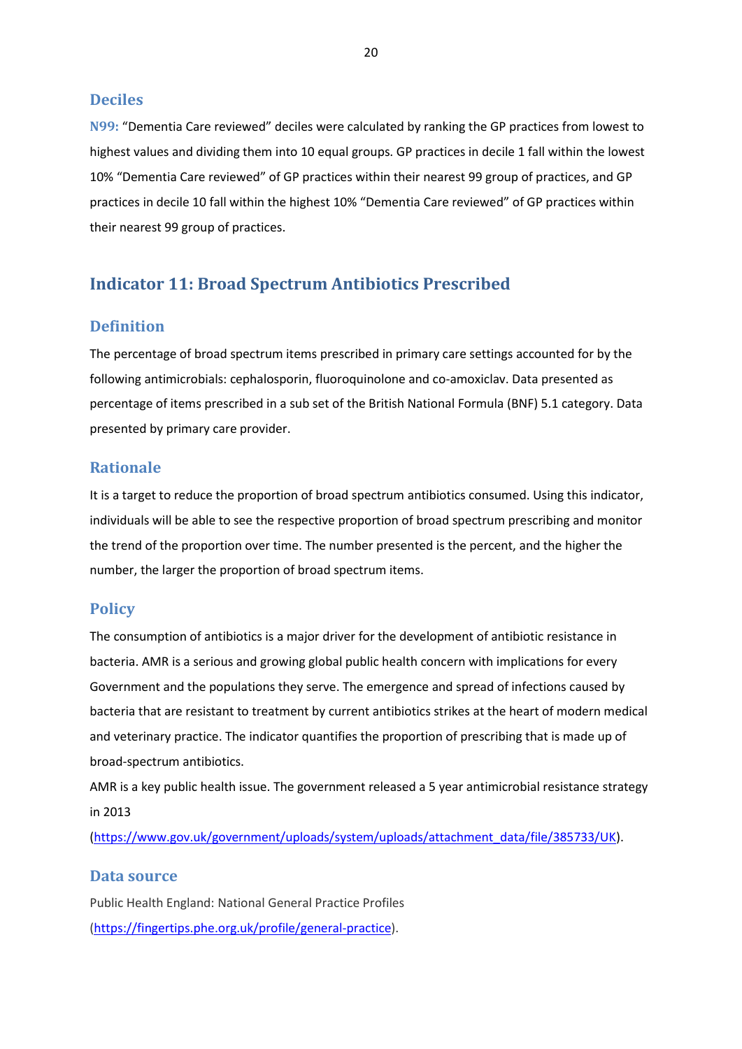### Deciles

**N99:** "Dementia Care reviewed" deciles were calculated by ranking the GP practices from lowest to highest values and dividing them into 10 equal groups. GP practices in decile 1 fall within the lowest 10% "Dementia Care reviewed" of GP practices within their nearest 99 group of practices, and GP practices in decile 10 fall within the highest 10% "Dementia Care reviewed" of GP practices within their nearest 99 group of practices.

## Indicator 11: Broad Spectrum Antibiotics Prescribed

### Definition

The percentage of broad spectrum items prescribed in primary care settings accounted for by the following antimicrobials: cephalosporin, fluoroquinolone and co-amoxiclav. Data presented as percentage of items prescribed in a sub set of the British National Formula (BNF) 5.1 category. Data presented by primary care provider.

### Rationale

It is a target to reduce the proportion of broad spectrum antibiotics consumed. Using this indicator, individuals will be able to see the respective proportion of broad spectrum prescribing and monitor the trend of the proportion over time. The number presented is the percent, and the higher the number, the larger the proportion of broad spectrum items.

### Policy

The consumption of antibiotics is a major driver for the development of antibiotic resistance in bacteria. AMR is a serious and growing global public health concern with implications for every Government and the populations they serve. The emergence and spread of infections caused by bacteria that are resistant to treatment by current antibiotics strikes at the heart of modern medical and veterinary practice. The indicator quantifies the proportion of prescribing that is made up of broad-spectrum antibiotics.

AMR is a key public health issue. The government released a 5 year antimicrobial resistance strategy in 2013 (https://www.gov.uk/government/uploads/system/uploads/attachment_data/file/385733/UK).

### Data source

Public Health England: National General Practice Profiles (https://fingertips.phe.org.uk/profile/general-practice).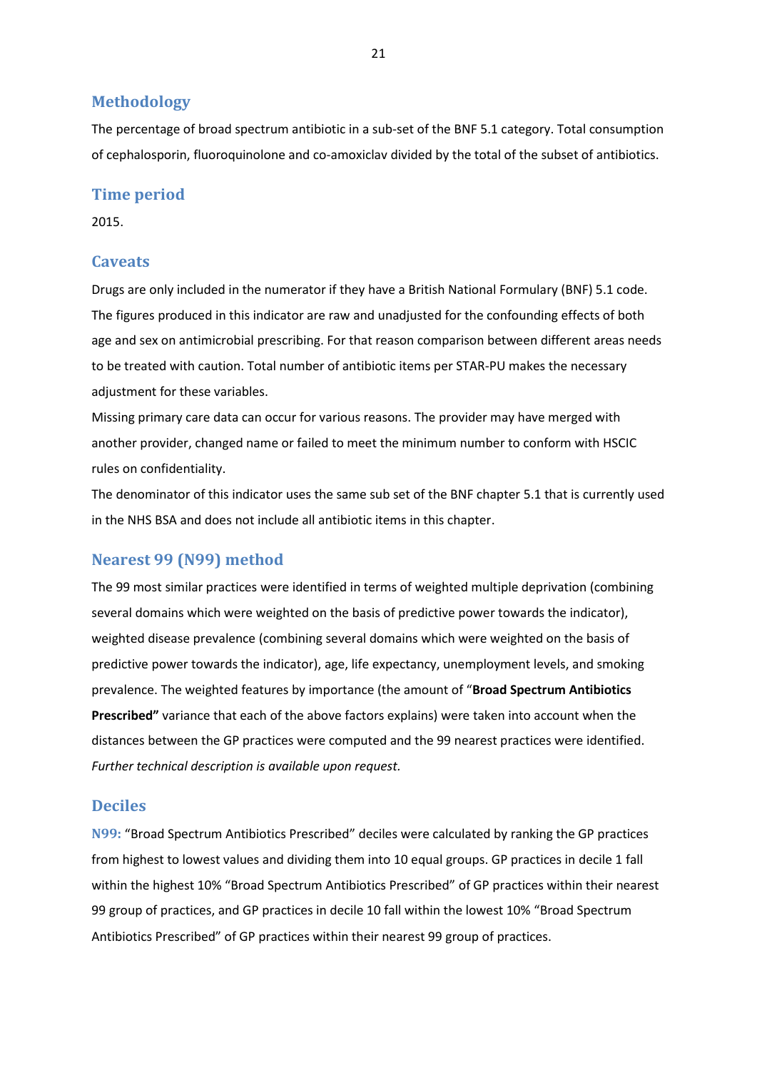## Methodology

The percentage of broad spectrum antibiotic in a sub-set of the BNF 5.1 category. Total consumption of cephalosporin, fluoroquinolone and co-amoxiclav divided by the total of the subset of antibiotics.

## Time period

2015.

## Caveats

Drugs are only included in the numerator if they have a British National Formulary (BNF) 5.1 code. The figures produced in this indicator are raw and unadjusted for the confounding effects of both age and sex on antimicrobial prescribing. For that reason comparison between different areas needs to be treated with caution. Total number of antibiotic items per STAR-PU makes the necessary adjustment for these variables.

Missing primary care data can occur for various reasons. The provider may have merged with another provider, changed name or failed to meet the minimum number to conform with HSCIC rules on confidentiality.

The denominator of this indicator uses the same sub set of the BNF chapter 5.1 that is currently used in the NHS BSA and does not include all antibiotic items in this chapter.

## Nearest 99 (N99) method

The 99 most similar practices were identified in terms of weighted multiple deprivation (combining several domains which were weighted on the basis of predictive power towards the indicator), weighted disease prevalence (combining several domains which were weighted on the basis of predictive power towards the indicator), age, life expectancy, unemployment levels, and smoking prevalence. The weighted features by importance (the amount of "**Broad Spectrum Antibiotics Prescribed"** variance that each of the above factors explains) were taken into account when the distances between the GP practices were computed and the 99 nearest practices were identified. *Further technical description is available upon request.*

## Deciles

**N99:** "Broad Spectrum Antibiotics Prescribed" deciles were calculated by ranking the GP practices from highest to lowest values and dividing them into 10 equal groups. GP practices in decile 1 fall within the highest 10% "Broad Spectrum Antibiotics Prescribed" of GP practices within their nearest 99 group of practices, and GP practices in decile 10 fall within the lowest 10% "Broad Spectrum Antibiotics Prescribed" of GP practices within their nearest 99 group of practices.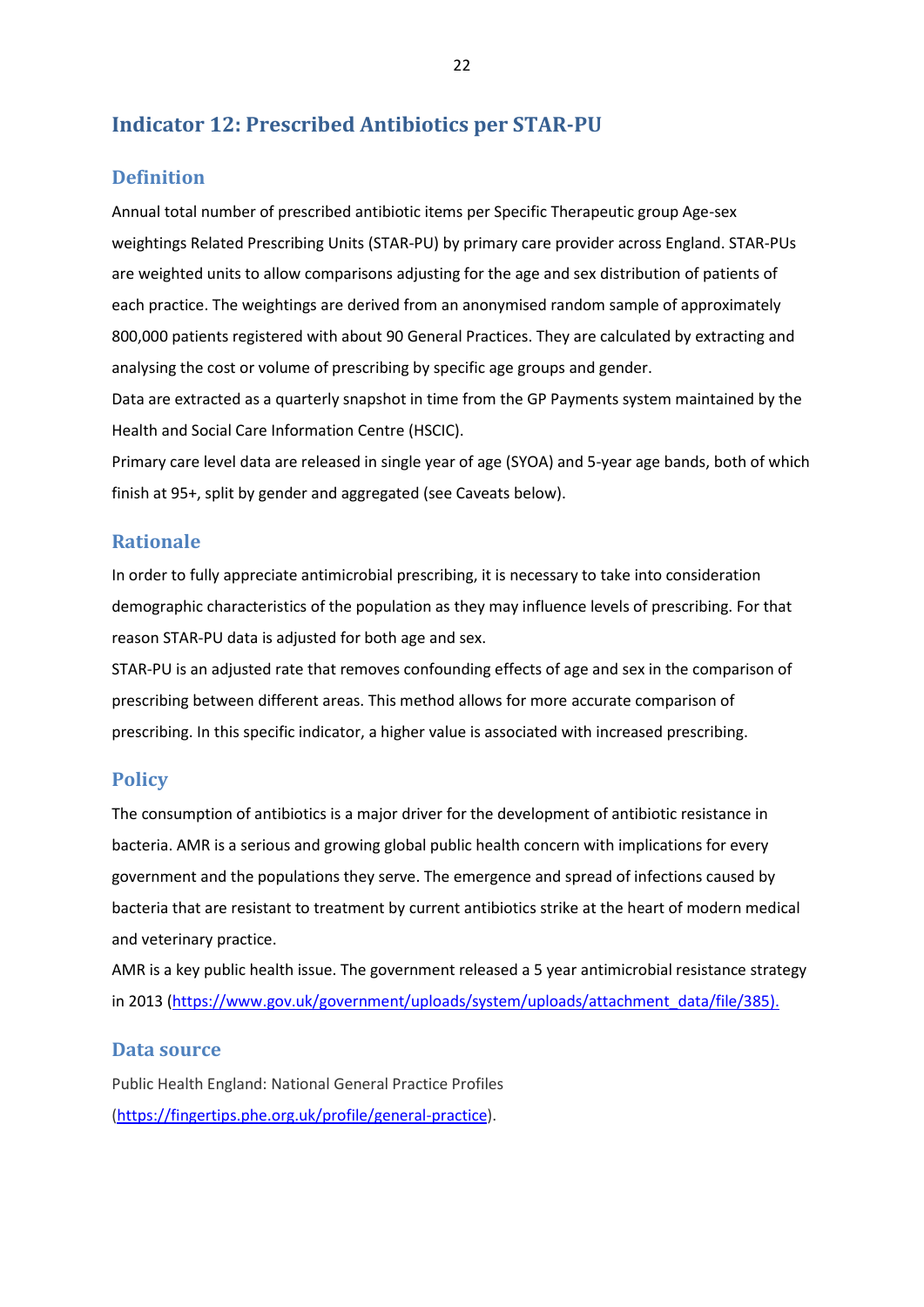## Indicator 12: Prescribed Antibiotics per STAR-PU

### Definition

Annual total number of prescribed antibiotic items per Specific Therapeutic group Age-sex weightings Related Prescribing Units (STAR-PU) by primary care provider across England. STAR-PUs are weighted units to allow comparisons adjusting for the age and sex distribution of patients of each practice. The weightings are derived from an anonymised random sample of approximately 800,000 patients registered with about 90 General Practices. They are calculated by extracting and analysing the cost or volume of prescribing by specific age groups and gender.

Data are extracted as a quarterly snapshot in time from the GP Payments system maintained by the Health and Social Care Information Centre (HSCIC).

Primary care level data are released in single year of age (SYOA) and 5-year age bands, both of which finish at 95+, split by gender and aggregated (see Caveats below).

### Rationale

In order to fully appreciate antimicrobial prescribing, it is necessary to take into consideration demographic characteristics of the population as they may influence levels of prescribing. For that reason STAR-PU data is adjusted for both age and sex.

STAR-PU is an adjusted rate that removes confounding effects of age and sex in the comparison of prescribing between different areas. This method allows for more accurate comparison of prescribing. In this specific indicator, a higher value is associated with increased prescribing.

### Policy

The consumption of antibiotics is a major driver for the development of antibiotic resistance in bacteria. AMR is a serious and growing global public health concern with implications for every government and the populations they serve. The emergence and spread of infections caused by bacteria that are resistant to treatment by current antibiotics strike at the heart of modern medical and veterinary practice.

AMR is a key public health issue. The government released a 5 year antimicrobial resistance strategy in 2013 (https://www.gov.uk/government/uploads/system/uploads/attachment_data/file/385).

### Data source

Public Health England: National General Practice Profiles (https://fingertips.phe.org.uk/profile/general-practice).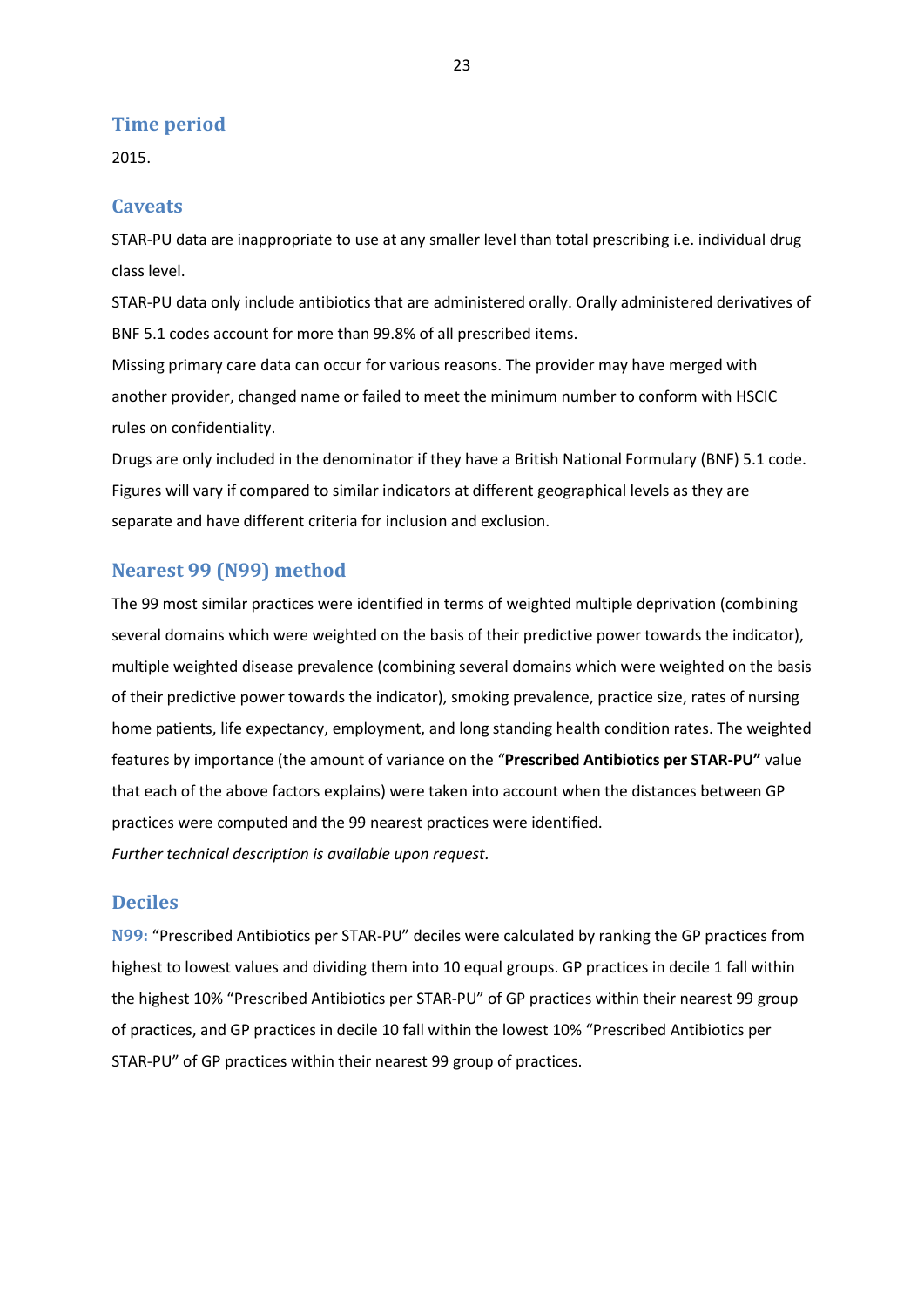## Time period

2015.

## Caveats

STAR-PU data are inappropriate to use at any smaller level than total prescribing i.e. individual drug class level.

STAR-PU data only include antibiotics that are administered orally. Orally administered derivatives of BNF 5.1 codes account for more than 99.8% of all prescribed items.

Missing primary care data can occur for various reasons. The provider may have merged with another provider, changed name or failed to meet the minimum number to conform with HSCIC rules on confidentiality.

Drugs are only included in the denominator if they have a British National Formulary (BNF) 5.1 code. Figures will vary if compared to similar indicators at different geographical levels as they are separate and have different criteria for inclusion and exclusion.

## Nearest 99 (N99) method

The 99 most similar practices were identified in terms of weighted multiple deprivation (combining several domains which were weighted on the basis of their predictive power towards the indicator), multiple weighted disease prevalence (combining several domains which were weighted on the basis of their predictive power towards the indicator), smoking prevalence, practice size, rates of nursing home patients, life expectancy, employment, and long standing health condition rates. The weighted features by importance (the amount of variance on the "**Prescribed Antibiotics per STAR-PU"** value that each of the above factors explains) were taken into account when the distances between GP practices were computed and the 99 nearest practices were identified.

*Further technical description is available upon request.*

## Deciles

**N99:** "Prescribed Antibiotics per STAR-PU" deciles were calculated by ranking the GP practices from highest to lowest values and dividing them into 10 equal groups. GP practices in decile 1 fall within the highest 10% "Prescribed Antibiotics per STAR-PU" of GP practices within their nearest 99 group of practices, and GP practices in decile 10 fall within the lowest 10% "Prescribed Antibiotics per STAR-PU" of GP practices within their nearest 99 group of practices.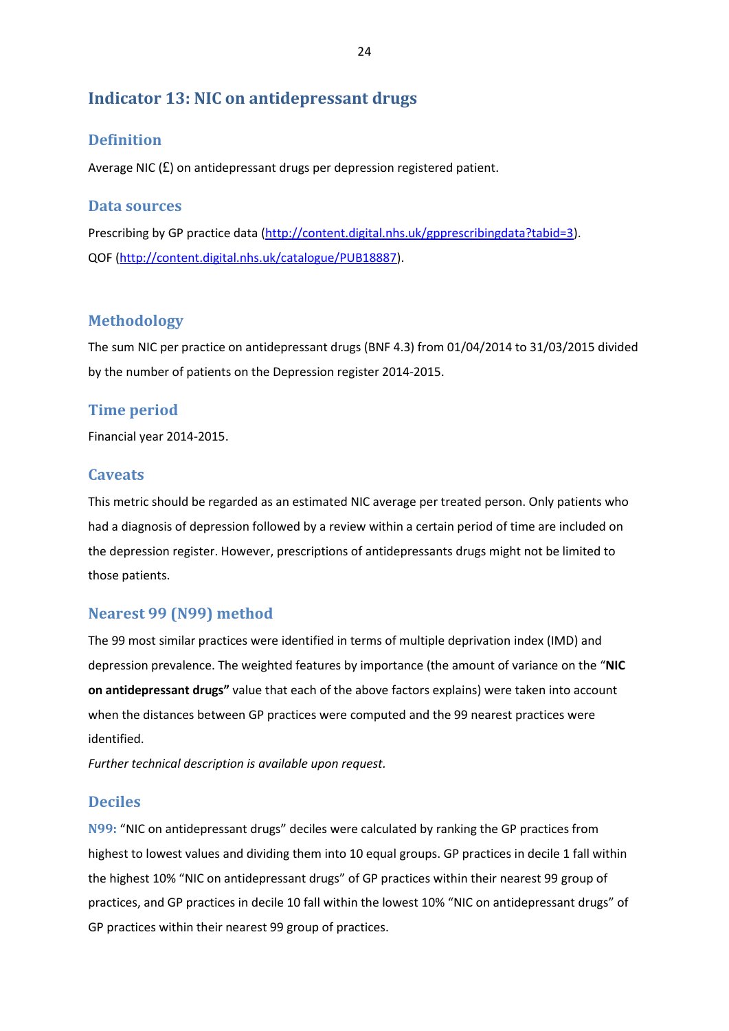## Indicator 13: NIC on antidepressant drugs

### Definition

Average NIC (£) on antidepressant drugs per depression registered patient.

### Data sources

Prescribing by GP practice data (http://content.digital.nhs.uk/gpprescribingdata?tabid=3).
QOF (http://content.digital.nhs.uk/catalogue/PUB18887).

### Methodology

The sum NIC per practice on antidepressant drugs (BNF 4.3) from 01/04/2014 to 31/03/2015 divided by the number of patients on the Depression register 2014-2015.

### Time period

Financial year 2014-2015.

### Caveats

This metric should be regarded as an estimated NIC average per treated person. Only patients who had a diagnosis of depression followed by a review within a certain period of time are included on the depression register. However, prescriptions of antidepressants drugs might not be limited to those patients.

### Nearest 99 (N99) method

The 99 most similar practices were identified in terms of multiple deprivation index (IMD) and depression prevalence. The weighted features by importance (the amount of variance on the "**NIC on antidepressant drugs"** value that each of the above factors explains) were taken into account when the distances between GP practices were computed and the 99 nearest practices were identified.

*Further technical description is available upon request.*

### Deciles

N99: "NIC on antidepressant drugs" deciles were calculated by ranking the GP practices from highest to lowest values and dividing them into 10 equal groups. GP practices in decile 1 fall within the highest 10% "NIC on antidepressant drugs" of GP practices within their nearest 99 group of practices, and GP practices in decile 10 fall within the lowest 10% "NIC on antidepressant drugs" of GP practices within their nearest 99 group of practices.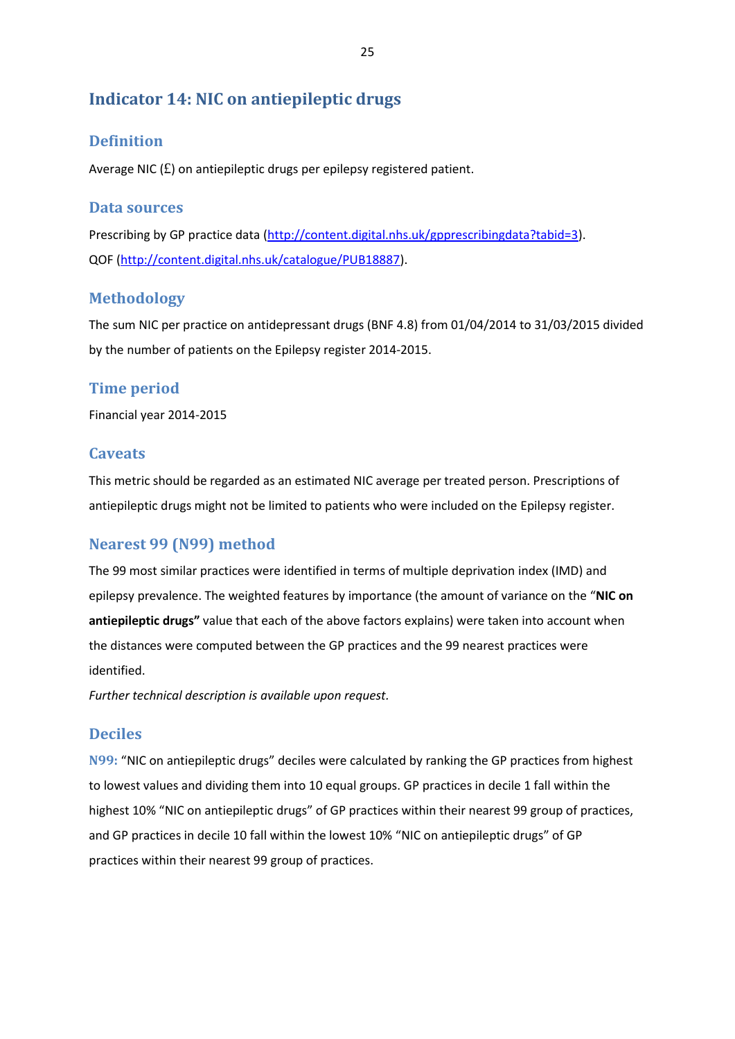## Indicator 14: NIC on antiepileptic drugs

### Definition

Average NIC (£) on antiepileptic drugs per epilepsy registered patient.

### Data sources

Prescribing by GP practice data (http://content.digital.nhs.uk/gpprescribingdata?tabid=3).
QOF (http://content.digital.nhs.uk/catalogue/PUB18887).

### Methodology

The sum NIC per practice on antidepressant drugs (BNF 4.8) from 01/04/2014 to 31/03/2015 divided by the number of patients on the Epilepsy register 2014-2015.

### Time period

Financial year 2014-2015

### Caveats

This metric should be regarded as an estimated NIC average per treated person. Prescriptions of antiepileptic drugs might not be limited to patients who were included on the Epilepsy register.

### Nearest 99 (N99) method

The 99 most similar practices were identified in terms of multiple deprivation index (IMD) and epilepsy prevalence. The weighted features by importance (the amount of variance on the "**NIC on antiepileptic drugs"** value that each of the above factors explains) were taken into account when the distances were computed between the GP practices and the 99 nearest practices were identified.

*Further technical description is available upon request.*

### Deciles

N99: "NIC on antiepileptic drugs" deciles were calculated by ranking the GP practices from highest to lowest values and dividing them into 10 equal groups. GP practices in decile 1 fall within the highest 10% "NIC on antiepileptic drugs" of GP practices within their nearest 99 group of practices, and GP practices in decile 10 fall within the lowest 10% "NIC on antiepileptic drugs" of GP practices within their nearest 99 group of practices.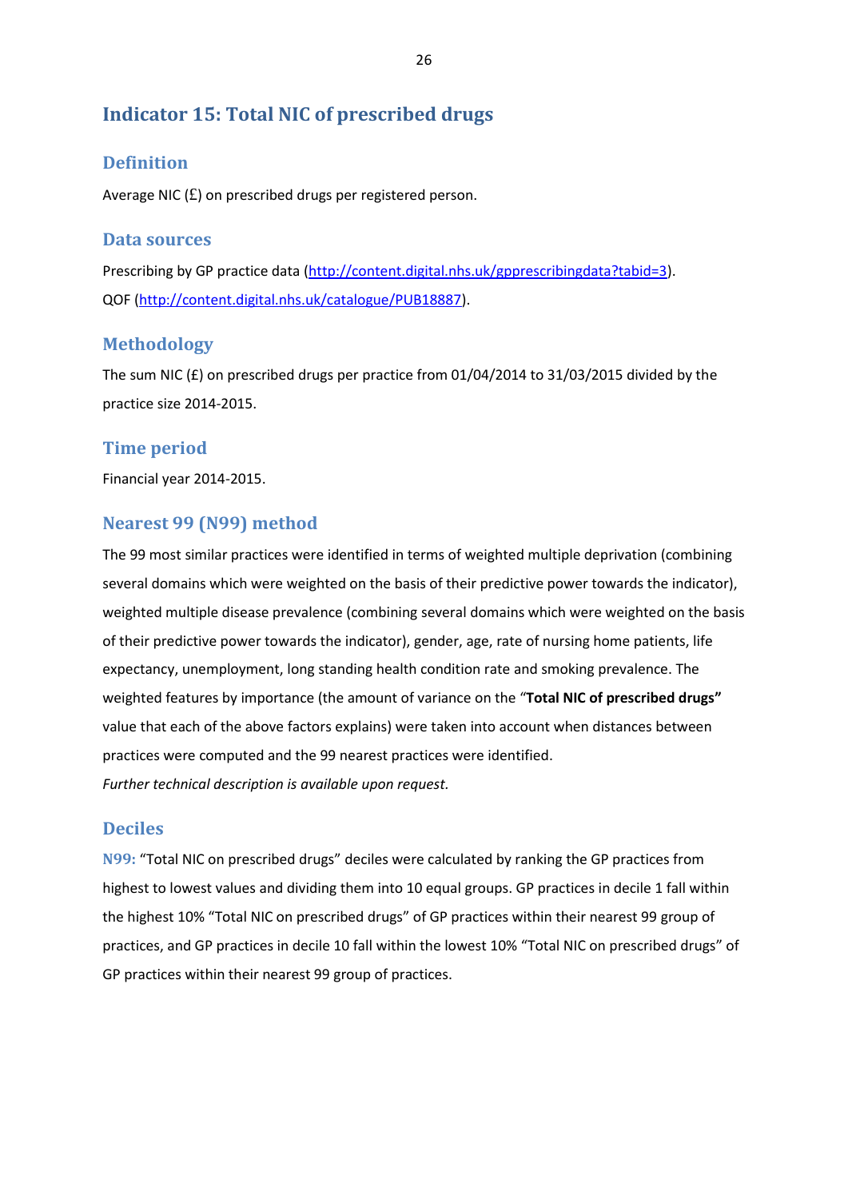## Indicator 15: Total NIC of prescribed drugs

### Definition

Average NIC (£) on prescribed drugs per registered person.

### Data sources

Prescribing by GP practice data (http://content.digital.nhs.uk/gpprescribingdata?tabid=3).

QOF (http://content.digital.nhs.uk/catalogue/PUB18887).

### Methodology

The sum NIC (£) on prescribed drugs per practice from 01/04/2014 to 31/03/2015 divided by the practice size 2014-2015.

### Time period

Financial year 2014-2015.

### Nearest 99 (N99) method

The 99 most similar practices were identified in terms of weighted multiple deprivation (combining several domains which were weighted on the basis of their predictive power towards the indicator), weighted multiple disease prevalence (combining several domains which were weighted on the basis of their predictive power towards the indicator), gender, age, rate of nursing home patients, life expectancy, unemployment, long standing health condition rate and smoking prevalence. The weighted features by importance (the amount of variance on the "**Total NIC of prescribed drugs"** value that each of the above factors explains) were taken into account when distances between practices were computed and the 99 nearest practices were identified.

*Further technical description is available upon request.*

### Deciles

**N99:** "Total NIC on prescribed drugs" deciles were calculated by ranking the GP practices from highest to lowest values and dividing them into 10 equal groups. GP practices in decile 1 fall within the highest 10% "Total NIC on prescribed drugs" of GP practices within their nearest 99 group of practices, and GP practices in decile 10 fall within the lowest 10% "Total NIC on prescribed drugs" of GP practices within their nearest 99 group of practices.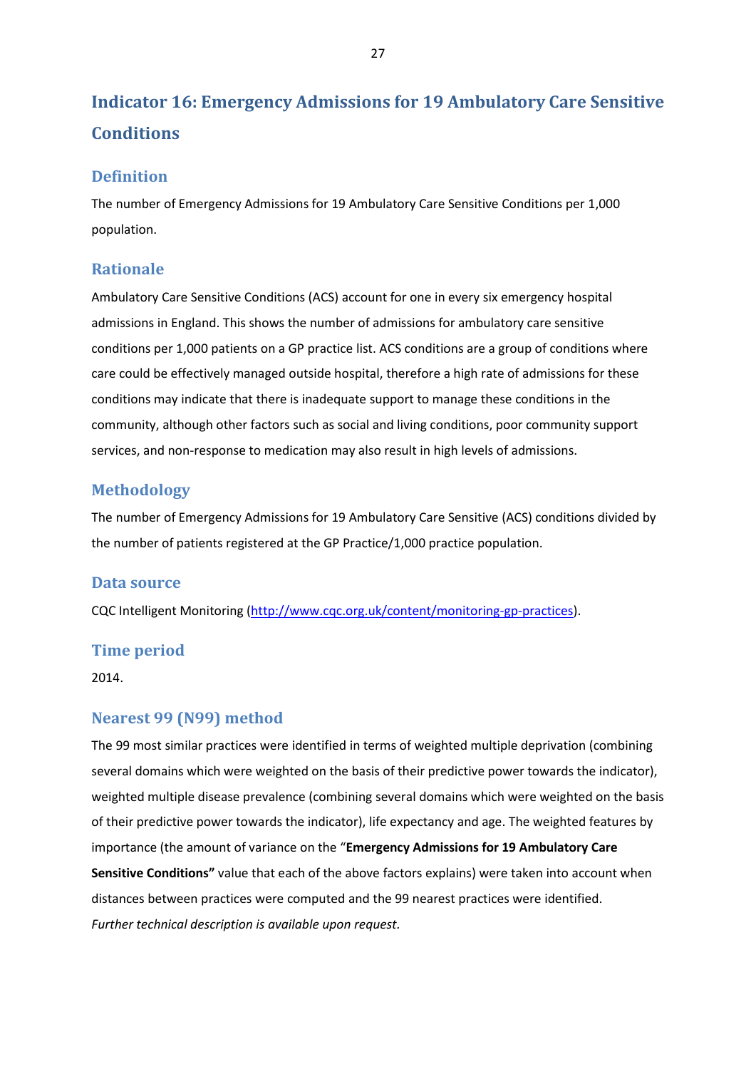# Indicator 16: Emergency Admissions for 19 Ambulatory Care Sensitive Conditions

## Definition

The number of Emergency Admissions for 19 Ambulatory Care Sensitive Conditions per 1,000 population.

## Rationale

Ambulatory Care Sensitive Conditions (ACS) account for one in every six emergency hospital admissions in England. This shows the number of admissions for ambulatory care sensitive conditions per 1,000 patients on a GP practice list. ACS conditions are a group of conditions where care could be effectively managed outside hospital, therefore a high rate of admissions for these conditions may indicate that there is inadequate support to manage these conditions in the community, although other factors such as social and living conditions, poor community support services, and non-response to medication may also result in high levels of admissions.

## Methodology

The number of Emergency Admissions for 19 Ambulatory Care Sensitive (ACS) conditions divided by the number of patients registered at the GP Practice/1,000 practice population.

## Data source

CQC Intelligent Monitoring (http://www.cqc.org.uk/content/monitoring-gp-practices).

## Time period

2014.

## Nearest 99 (N99) method

The 99 most similar practices were identified in terms of weighted multiple deprivation (combining several domains which were weighted on the basis of their predictive power towards the indicator), weighted multiple disease prevalence (combining several domains which were weighted on the basis of their predictive power towards the indicator), life expectancy and age. The weighted features by importance (the amount of variance on the "**Emergency Admissions for 19 Ambulatory Care Sensitive Conditions"** value that each of the above factors explains) were taken into account when distances between practices were computed and the 99 nearest practices were identified.
*Further technical description is available upon request.*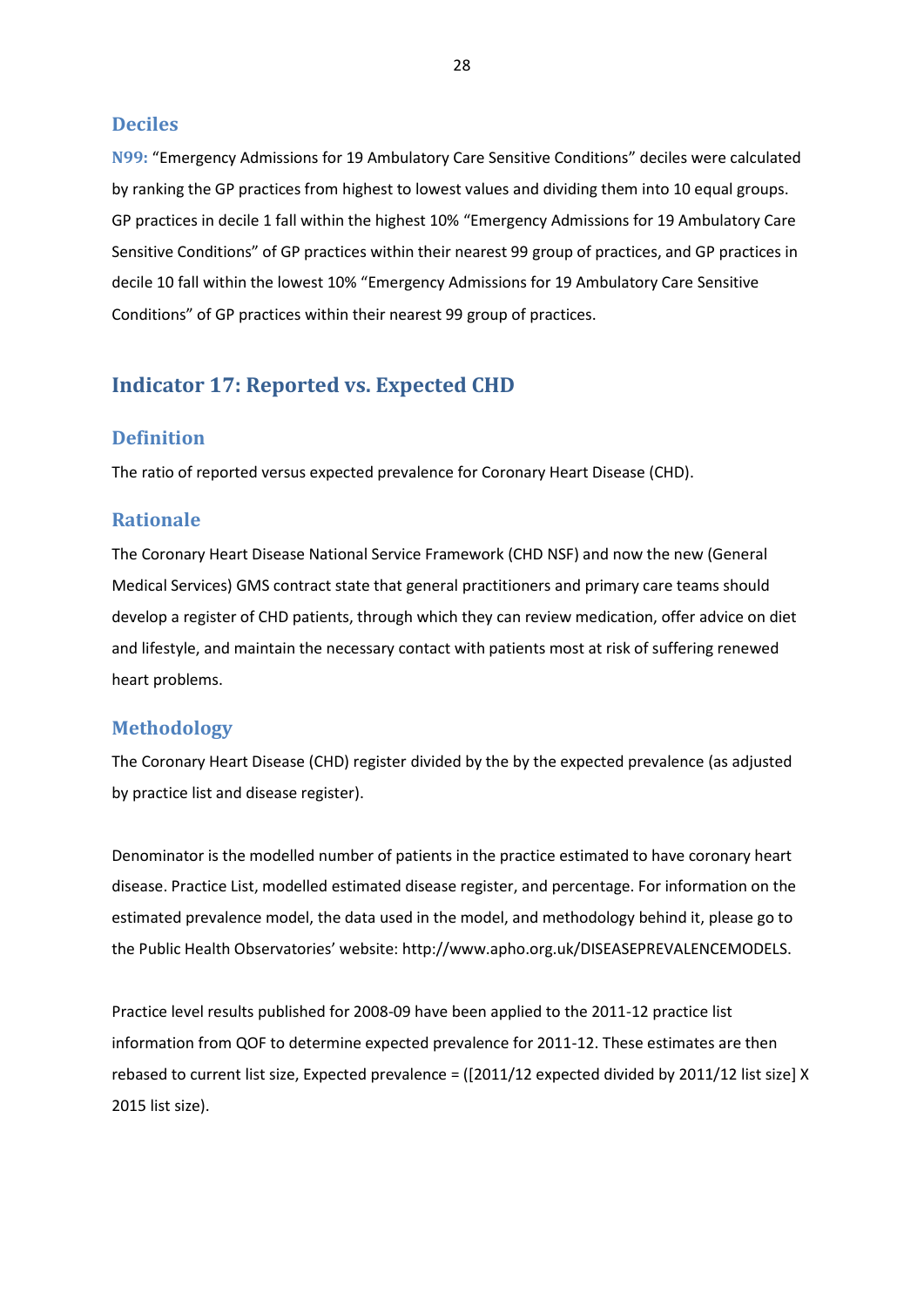### Deciles

**N99:** "Emergency Admissions for 19 Ambulatory Care Sensitive Conditions" deciles were calculated by ranking the GP practices from highest to lowest values and dividing them into 10 equal groups. GP practices in decile 1 fall within the highest 10% "Emergency Admissions for 19 Ambulatory Care Sensitive Conditions" of GP practices within their nearest 99 group of practices, and GP practices in decile 10 fall within the lowest 10% "Emergency Admissions for 19 Ambulatory Care Sensitive Conditions" of GP practices within their nearest 99 group of practices.

## Indicator 17: Reported vs. Expected CHD

### Definition

The ratio of reported versus expected prevalence for Coronary Heart Disease (CHD).

### Rationale

The Coronary Heart Disease National Service Framework (CHD NSF) and now the new (General Medical Services) GMS contract state that general practitioners and primary care teams should develop a register of CHD patients, through which they can review medication, offer advice on diet and lifestyle, and maintain the necessary contact with patients most at risk of suffering renewed heart problems.

### Methodology

The Coronary Heart Disease (CHD) register divided by the by the expected prevalence (as adjusted by practice list and disease register).

Denominator is the modelled number of patients in the practice estimated to have coronary heart disease. Practice List, modelled estimated disease register, and percentage. For information on the estimated prevalence model, the data used in the model, and methodology behind it, please go to the Public Health Observatories' website: http://www.apho.org.uk/DISEASEPREVALENCEMODELS.

Practice level results published for 2008-09 have been applied to the 2011-12 practice list information from QOF to determine expected prevalence for 2011-12. These estimates are then rebased to current list size, Expected prevalence = ([2011/12 expected divided by 2011/12 list size] X 2015 list size).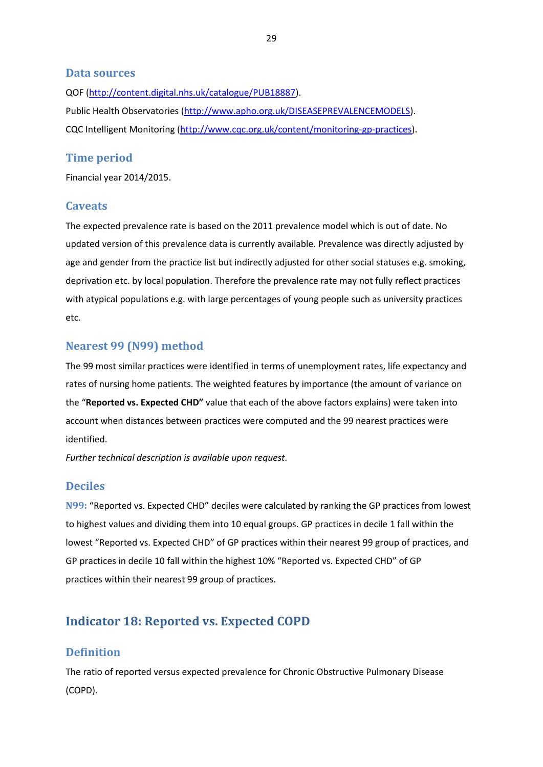### Data sources

QOF (http://content.digital.nhs.uk/catalogue/PUB18887).

Public Health Observatories (http://www.apho.org.uk/DISEASEPREVALENCEMODELS).

CQC Intelligent Monitoring (http://www.cqc.org.uk/content/monitoring-gp-practices).

### Time period

Financial year 2014/2015.

### Caveats

The expected prevalence rate is based on the 2011 prevalence model which is out of date. No updated version of this prevalence data is currently available. Prevalence was directly adjusted by age and gender from the practice list but indirectly adjusted for other social statuses e.g. smoking, deprivation etc. by local population. Therefore the prevalence rate may not fully reflect practices with atypical populations e.g. with large percentages of young people such as university practices etc.

### Nearest 99 (N99) method

The 99 most similar practices were identified in terms of unemployment rates, life expectancy and rates of nursing home patients. The weighted features by importance (the amount of variance on the "**Reported vs. Expected CHD"** value that each of the above factors explains) were taken into account when distances between practices were computed and the 99 nearest practices were identified.

*Further technical description is available upon request.*

### Deciles

**N99:** "Reported vs. Expected CHD" deciles were calculated by ranking the GP practices from lowest to highest values and dividing them into 10 equal groups. GP practices in decile 1 fall within the lowest "Reported vs. Expected CHD" of GP practices within their nearest 99 group of practices, and GP practices in decile 10 fall within the highest 10% "Reported vs. Expected CHD" of GP practices within their nearest 99 group of practices.

## Indicator 18: Reported vs. Expected COPD

### Definition

The ratio of reported versus expected prevalence for Chronic Obstructive Pulmonary Disease (COPD).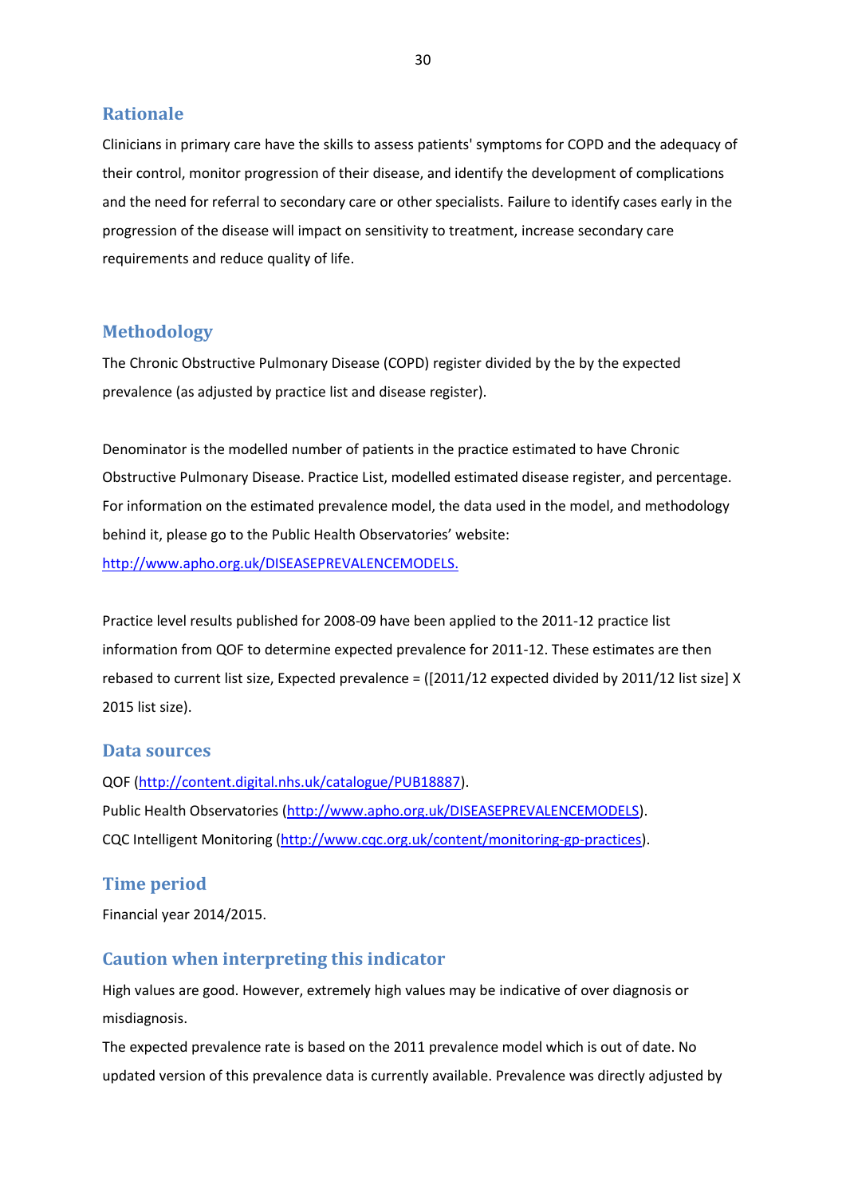## Rationale

Clinicians in primary care have the skills to assess patients' symptoms for COPD and the adequacy of their control, monitor progression of their disease, and identify the development of complications and the need for referral to secondary care or other specialists. Failure to identify cases early in the progression of the disease will impact on sensitivity to treatment, increase secondary care requirements and reduce quality of life.

## Methodology

The Chronic Obstructive Pulmonary Disease (COPD) register divided by the by the expected prevalence (as adjusted by practice list and disease register).

Denominator is the modelled number of patients in the practice estimated to have Chronic Obstructive Pulmonary Disease. Practice List, modelled estimated disease register, and percentage. For information on the estimated prevalence model, the data used in the model, and methodology behind it, please go to the Public Health Observatories' website: http://www.apho.org.uk/DISEASEPREVALENCEMODELS.

Practice level results published for 2008-09 have been applied to the 2011-12 practice list information from QOF to determine expected prevalence for 2011-12. These estimates are then rebased to current list size, Expected prevalence = ([2011/12 expected divided by 2011/12 list size] X 2015 list size).

## Data sources

QOF (http://content.digital.nhs.uk/catalogue/PUB18887).
Public Health Observatories (http://www.apho.org.uk/DISEASEPREVALENCEMODELS).
CQC Intelligent Monitoring (http://www.cqc.org.uk/content/monitoring-gp-practices).

## Time period

Financial year 2014/2015.

## Caution when interpreting this indicator

High values are good. However, extremely high values may be indicative of over diagnosis or misdiagnosis.
The expected prevalence rate is based on the 2011 prevalence model which is out of date. No updated version of this prevalence data is currently available. Prevalence was directly adjusted by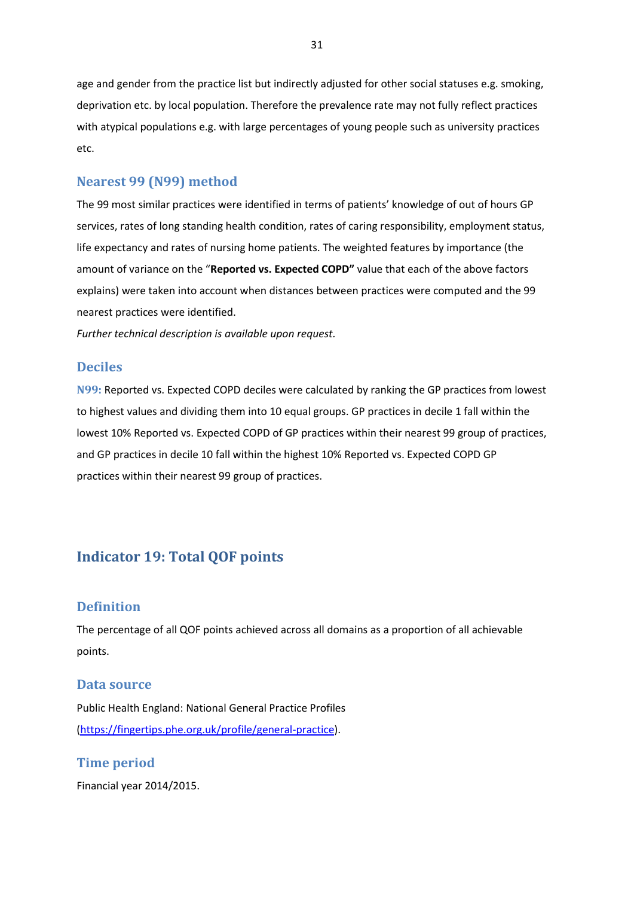age and gender from the practice list but indirectly adjusted for other social statuses e.g. smoking, deprivation etc. by local population. Therefore the prevalence rate may not fully reflect practices with atypical populations e.g. with large percentages of young people such as university practices etc.

### Nearest 99 (N99) method

The 99 most similar practices were identified in terms of patients' knowledge of out of hours GP services, rates of long standing health condition, rates of caring responsibility, employment status, life expectancy and rates of nursing home patients. The weighted features by importance (the amount of variance on the "**Reported vs. Expected COPD"** value that each of the above factors explains) were taken into account when distances between practices were computed and the 99 nearest practices were identified.

*Further technical description is available upon request.*

### Deciles

**N99:** Reported vs. Expected COPD deciles were calculated by ranking the GP practices from lowest to highest values and dividing them into 10 equal groups. GP practices in decile 1 fall within the lowest 10% Reported vs. Expected COPD of GP practices within their nearest 99 group of practices, and GP practices in decile 10 fall within the highest 10% Reported vs. Expected COPD GP practices within their nearest 99 group of practices.

## Indicator 19: Total QOF points

### Definition

The percentage of all QOF points achieved across all domains as a proportion of all achievable points.

### Data source

Public Health England: National General Practice Profiles (https://fingertips.phe.org.uk/profile/general-practice).

### Time period

Financial year 2014/2015.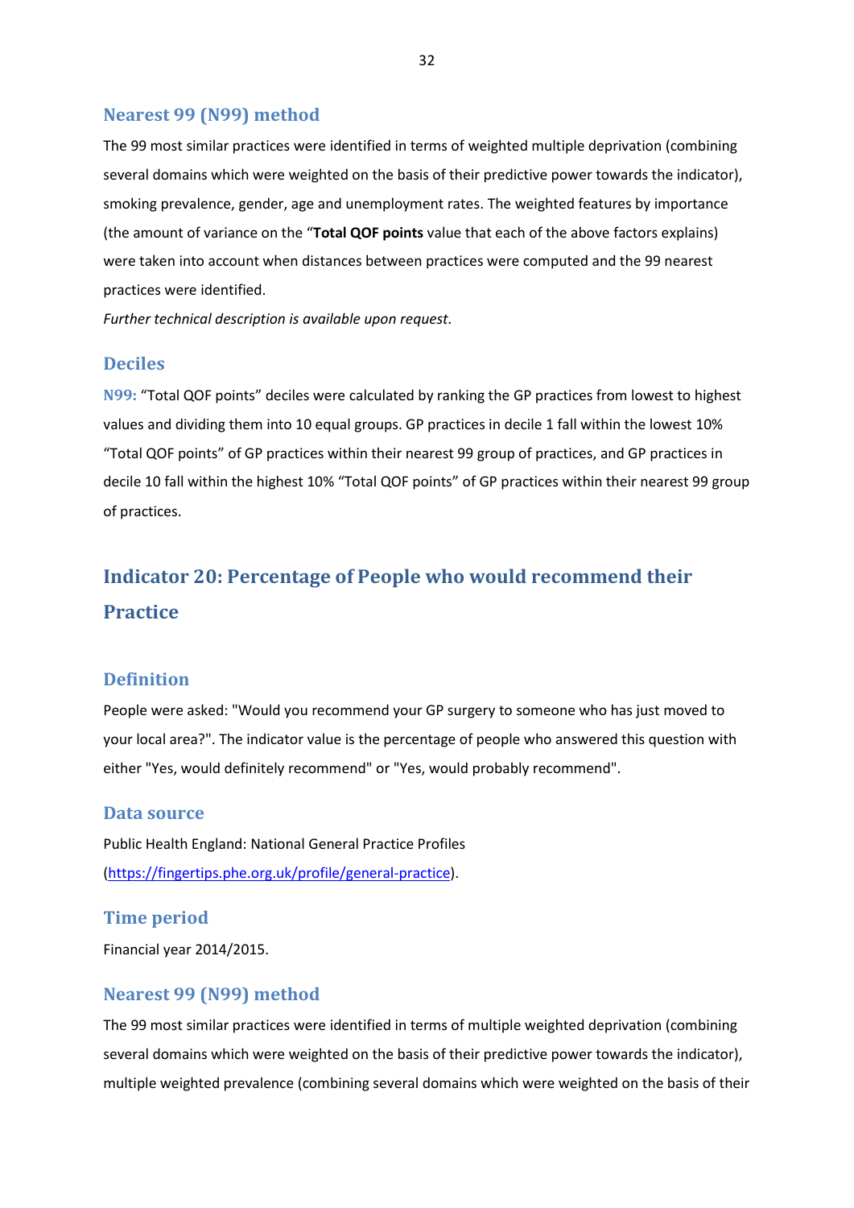### Nearest 99 (N99) method

The 99 most similar practices were identified in terms of weighted multiple deprivation (combining several domains which were weighted on the basis of their predictive power towards the indicator), smoking prevalence, gender, age and unemployment rates. The weighted features by importance (the amount of variance on the "**Total QOF points** value that each of the above factors explains) were taken into account when distances between practices were computed and the 99 nearest practices were identified.

*Further technical description is available upon request.*

### Deciles

**N99:** "Total QOF points" deciles were calculated by ranking the GP practices from lowest to highest values and dividing them into 10 equal groups. GP practices in decile 1 fall within the lowest 10% "Total QOF points" of GP practices within their nearest 99 group of practices, and GP practices in decile 10 fall within the highest 10% "Total QOF points" of GP practices within their nearest 99 group of practices.

## Indicator 20: Percentage of People who would recommend their Practice

### Definition

People were asked: "Would you recommend your GP surgery to someone who has just moved to your local area?". The indicator value is the percentage of people who answered this question with either "Yes, would definitely recommend" or "Yes, would probably recommend".

### Data source

Public Health England: National General Practice Profiles (https://fingertips.phe.org.uk/profile/general-practice).

### Time period

Financial year 2014/2015.

### Nearest 99 (N99) method

The 99 most similar practices were identified in terms of multiple weighted deprivation (combining several domains which were weighted on the basis of their predictive power towards the indicator), multiple weighted prevalence (combining several domains which were weighted on the basis of their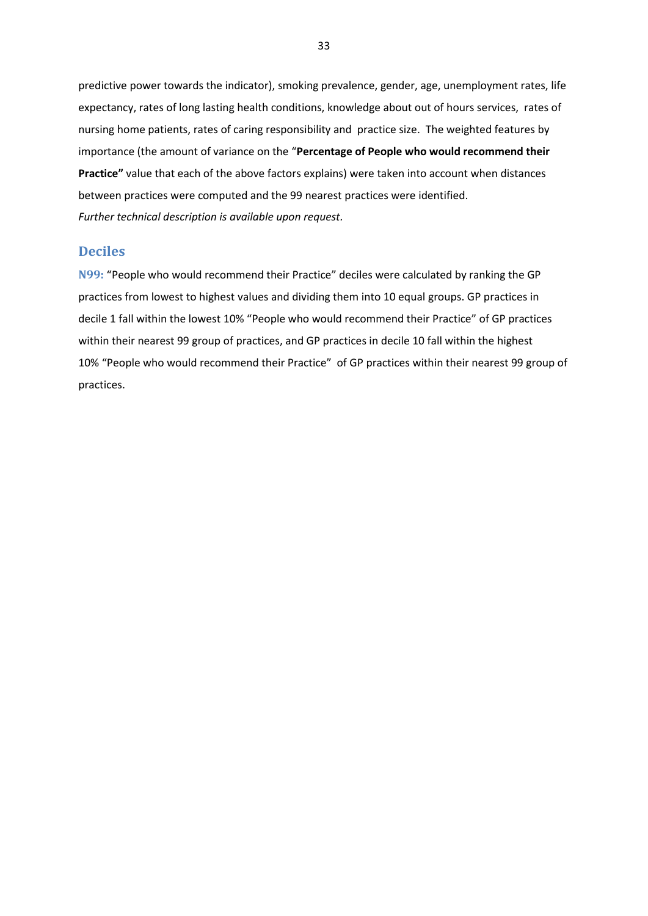predictive power towards the indicator), smoking prevalence, gender, age, unemployment rates, life expectancy, rates of long lasting health conditions, knowledge about out of hours services, rates of nursing home patients, rates of caring responsibility and practice size. The weighted features by importance (the amount of variance on the "**Percentage of People who would recommend their Practice"** value that each of the above factors explains) were taken into account when distances between practices were computed and the 99 nearest practices were identified.
*Further technical description is available upon request.*

## Deciles

**N99:** "People who would recommend their Practice" deciles were calculated by ranking the GP practices from lowest to highest values and dividing them into 10 equal groups. GP practices in decile 1 fall within the lowest 10% "People who would recommend their Practice" of GP practices within their nearest 99 group of practices, and GP practices in decile 10 fall within the highest 10% "People who would recommend their Practice" of GP practices within their nearest 99 group of practices.